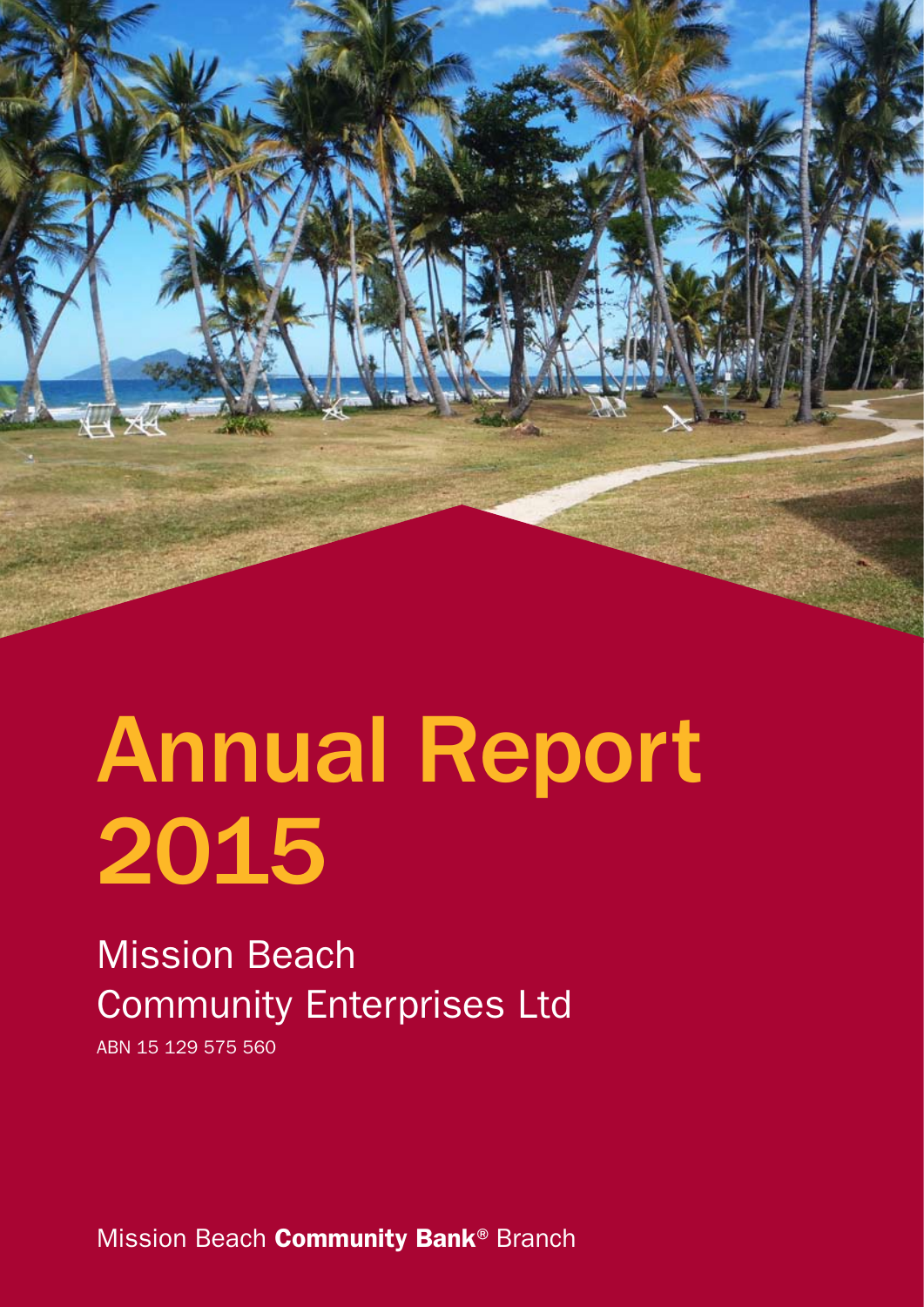# Annual Report 2015

## Mission Beach Community Enterprises Ltd

ABN 15 129 575 560

Mission Beach **Community Bank**® Branch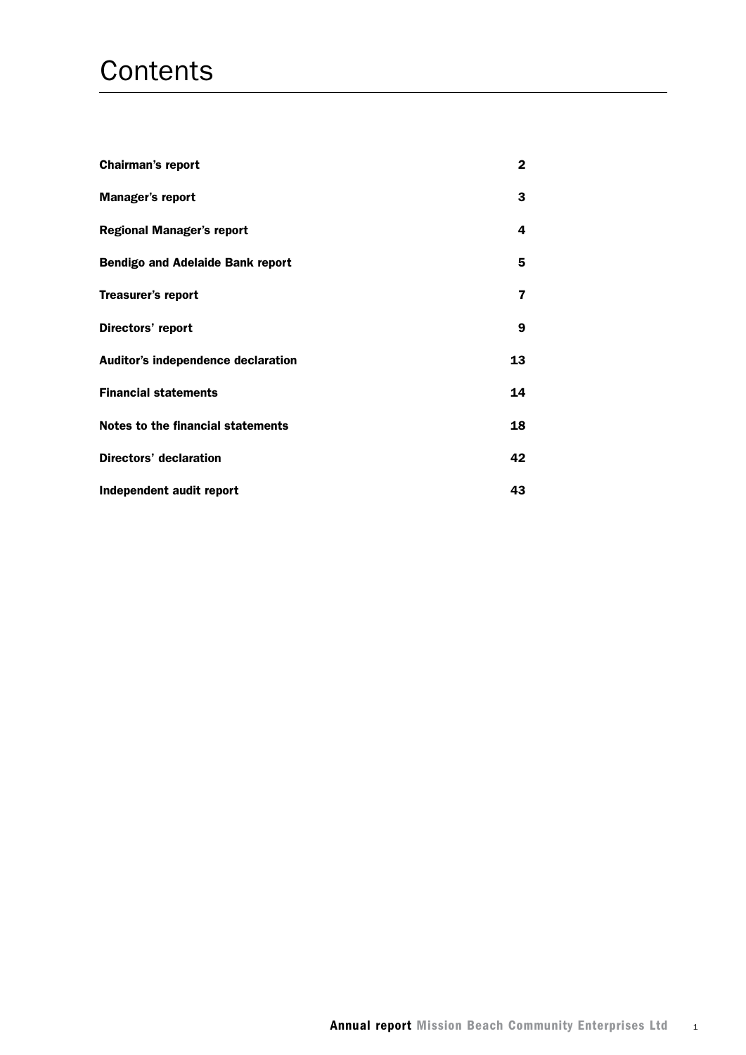# Contents

| | |
|---|---|
| **Chairman's report** | **2** |
| **Manager's report** | **3** |
| **Regional Manager's report** | **4** |
| **Bendigo and Adelaide Bank report** | **5** |
| **Treasurer's report** | **7** |
| **Directors' report** | **9** |
| **Auditor's independence declaration** | **13** |
| **Financial statements** | **14** |
| **Notes to the financial statements** | **18** |
| **Directors' declaration** | **42** |
| **Independent audit report** | **43** |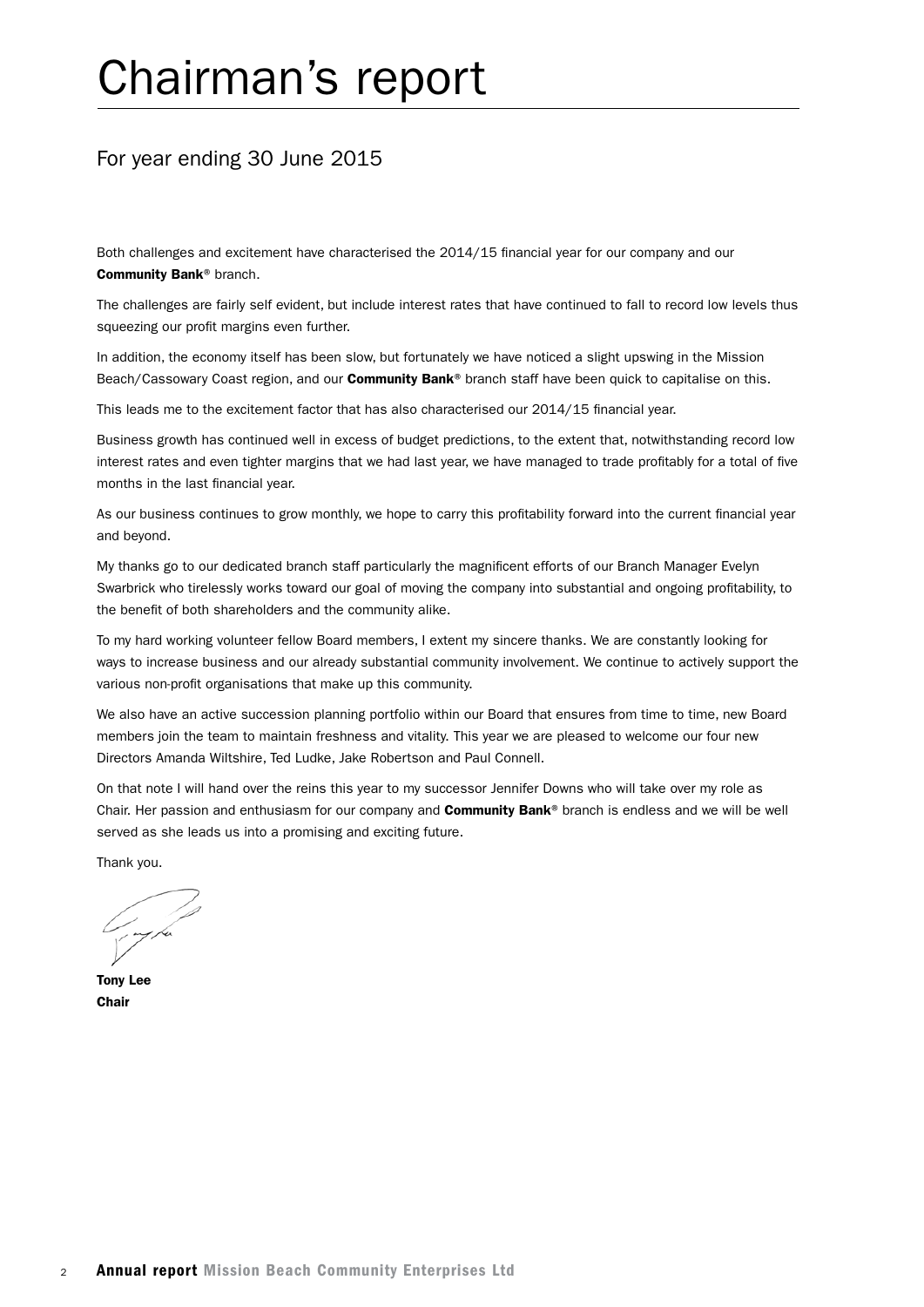# Chairman's report

## For year ending 30 June 2015

Both challenges and excitement have characterised the 2014/15 financial year for our company and our **Community Bank**® branch.

The challenges are fairly self evident, but include interest rates that have continued to fall to record low levels thus squeezing our profit margins even further.

In addition, the economy itself has been slow, but fortunately we have noticed a slight upswing in the Mission Beach/Cassowary Coast region, and our **Community Bank**® branch staff have been quick to capitalise on this.

This leads me to the excitement factor that has also characterised our 2014/15 financial year.

Business growth has continued well in excess of budget predictions, to the extent that, notwithstanding record low interest rates and even tighter margins that we had last year, we have managed to trade profitably for a total of five months in the last financial year.

As our business continues to grow monthly, we hope to carry this profitability forward into the current financial year and beyond.

My thanks go to our dedicated branch staff particularly the magnificent efforts of our Branch Manager Evelyn Swarbrick who tirelessly works toward our goal of moving the company into substantial and ongoing profitability, to the benefit of both shareholders and the community alike.

To my hard working volunteer fellow Board members, I extent my sincere thanks. We are constantly looking for ways to increase business and our already substantial community involvement. We continue to actively support the various non-profit organisations that make up this community.

We also have an active succession planning portfolio within our Board that ensures from time to time, new Board members join the team to maintain freshness and vitality. This year we are pleased to welcome our four new Directors Amanda Wiltshire, Ted Ludke, Jake Robertson and Paul Connell.

On that note I will hand over the reins this year to my successor Jennifer Downs who will take over my role as Chair. Her passion and enthusiasm for our company and **Community Bank**® branch is endless and we will be well served as she leads us into a promising and exciting future.

Thank you.

**Tony Lee**
**Chair**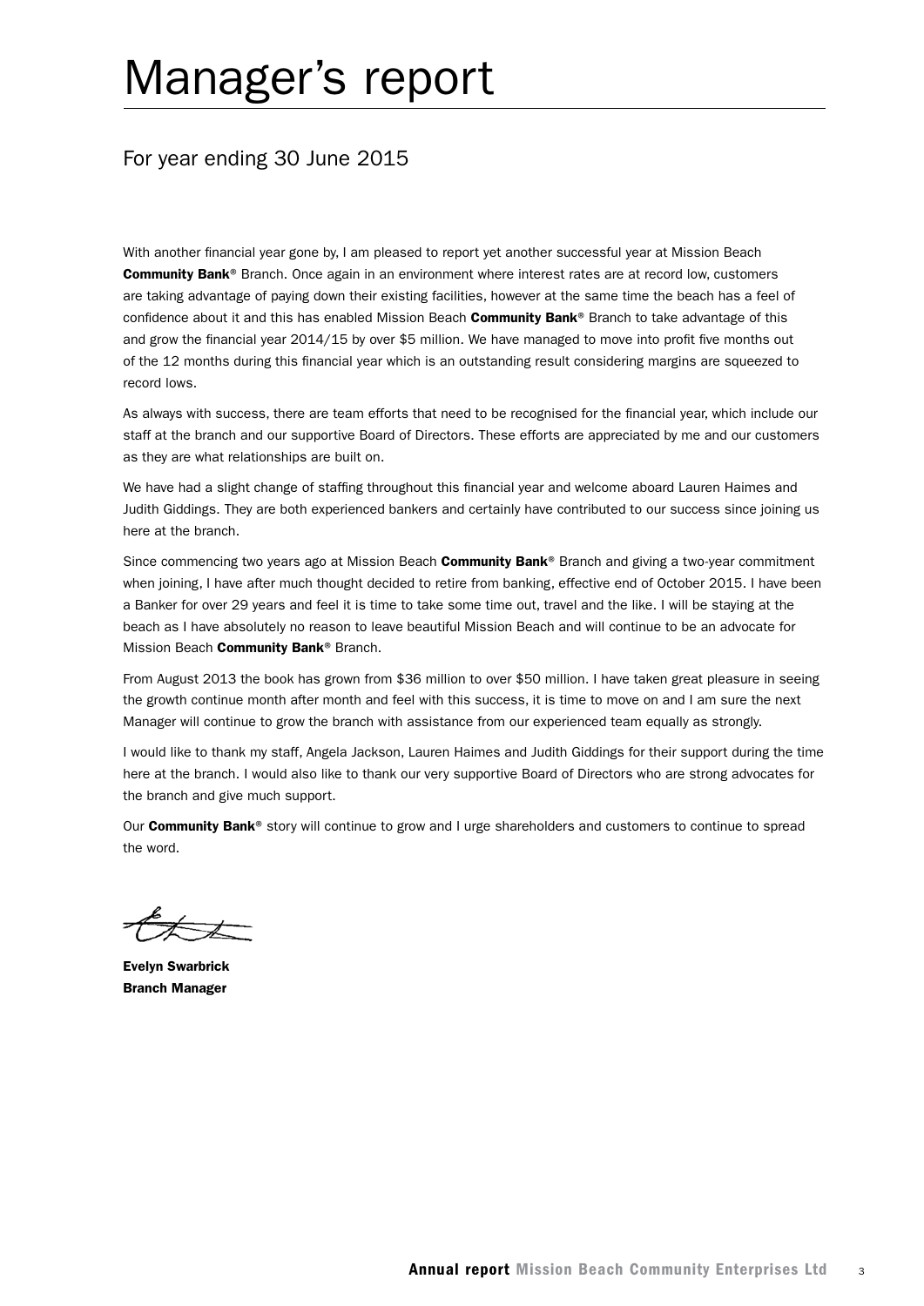# Manager's report

## For year ending 30 June 2015

With another financial year gone by, I am pleased to report yet another successful year at Mission Beach **Community Bank**® Branch. Once again in an environment where interest rates are at record low, customers are taking advantage of paying down their existing facilities, however at the same time the beach has a feel of confidence about it and this has enabled Mission Beach **Community Bank**® Branch to take advantage of this and grow the financial year 2014/15 by over $5 million. We have managed to move into profit five months out of the 12 months during this financial year which is an outstanding result considering margins are squeezed to record lows.

As always with success, there are team efforts that need to be recognised for the financial year, which include our staff at the branch and our supportive Board of Directors. These efforts are appreciated by me and our customers as they are what relationships are built on.

We have had a slight change of staffing throughout this financial year and welcome aboard Lauren Haimes and Judith Giddings. They are both experienced bankers and certainly have contributed to our success since joining us here at the branch.

Since commencing two years ago at Mission Beach **Community Bank**® Branch and giving a two-year commitment when joining, I have after much thought decided to retire from banking, effective end of October 2015. I have been a Banker for over 29 years and feel it is time to take some time out, travel and the like. I will be staying at the beach as I have absolutely no reason to leave beautiful Mission Beach and will continue to be an advocate for Mission Beach **Community Bank**® Branch.

From August 2013 the book has grown from $36 million to over $50 million. I have taken great pleasure in seeing the growth continue month after month and feel with this success, it is time to move on and I am sure the next Manager will continue to grow the branch with assistance from our experienced team equally as strongly.

I would like to thank my staff, Angela Jackson, Lauren Haimes and Judith Giddings for their support during the time here at the branch. I would also like to thank our very supportive Board of Directors who are strong advocates for the branch and give much support.

Our **Community Bank**® story will continue to grow and I urge shareholders and customers to continue to spread the word.

**Evelyn Swarbrick**
**Branch Manager**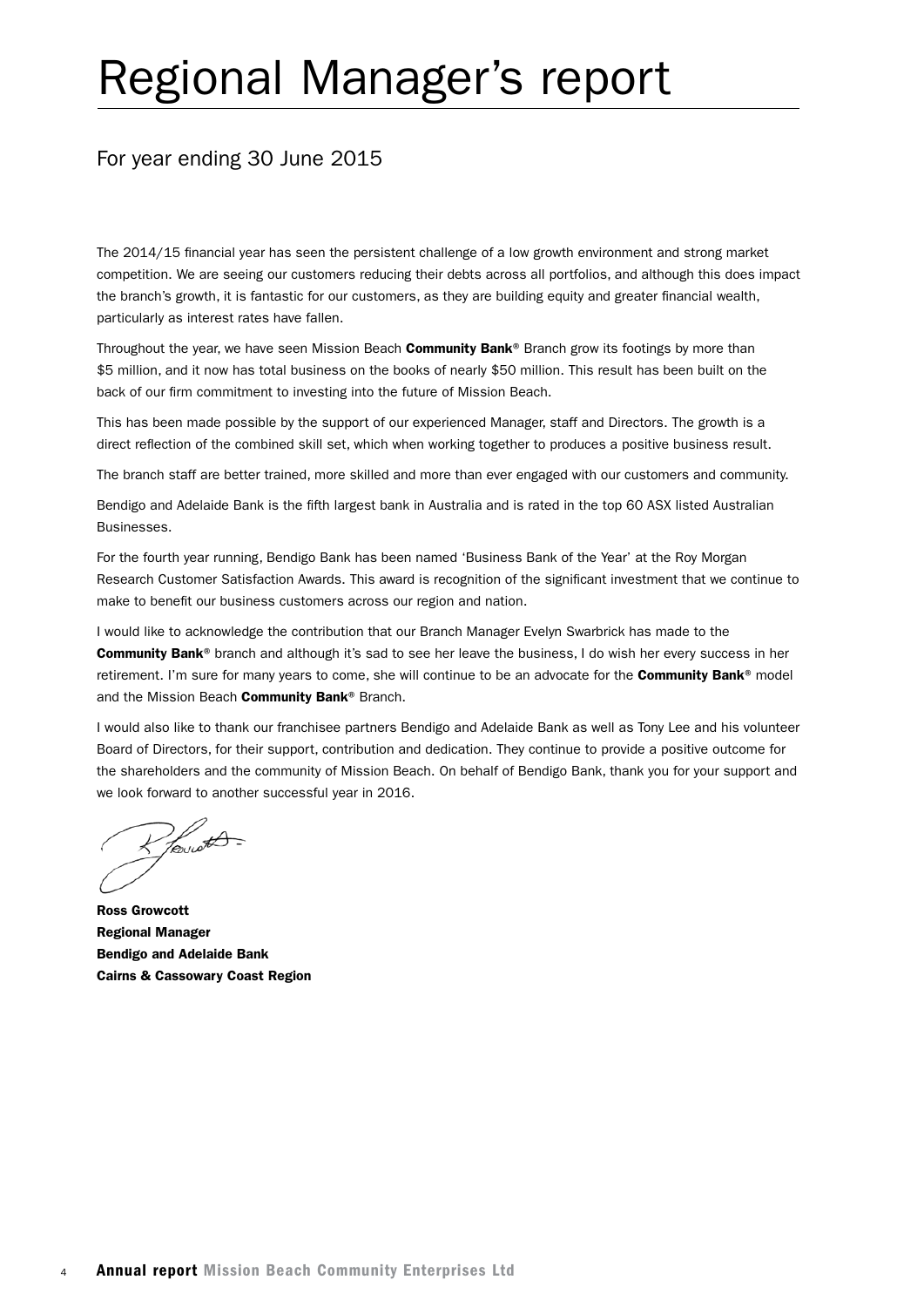# Regional Manager's report

## For year ending 30 June 2015

The 2014/15 financial year has seen the persistent challenge of a low growth environment and strong market competition. We are seeing our customers reducing their debts across all portfolios, and although this does impact the branch's growth, it is fantastic for our customers, as they are building equity and greater financial wealth, particularly as interest rates have fallen.

Throughout the year, we have seen Mission Beach **Community Bank**® Branch grow its footings by more than $5 million, and it now has total business on the books of nearly $50 million. This result has been built on the back of our firm commitment to investing into the future of Mission Beach.

This has been made possible by the support of our experienced Manager, staff and Directors. The growth is a direct reflection of the combined skill set, which when working together to produces a positive business result.

The branch staff are better trained, more skilled and more than ever engaged with our customers and community.

Bendigo and Adelaide Bank is the fifth largest bank in Australia and is rated in the top 60 ASX listed Australian Businesses.

For the fourth year running, Bendigo Bank has been named 'Business Bank of the Year' at the Roy Morgan Research Customer Satisfaction Awards. This award is recognition of the significant investment that we continue to make to benefit our business customers across our region and nation.

I would like to acknowledge the contribution that our Branch Manager Evelyn Swarbrick has made to the **Community Bank**® branch and although it's sad to see her leave the business, I do wish her every success in her retirement. I'm sure for many years to come, she will continue to be an advocate for the **Community Bank**® model and the Mission Beach **Community Bank**® Branch.

I would also like to thank our franchisee partners Bendigo and Adelaide Bank as well as Tony Lee and his volunteer Board of Directors, for their support, contribution and dedication. They continue to provide a positive outcome for the shareholders and the community of Mission Beach. On behalf of Bendigo Bank, thank you for your support and we look forward to another successful year in 2016.

**Ross Growcott**
**Regional Manager**
**Bendigo and Adelaide Bank**
**Cairns & Cassowary Coast Region**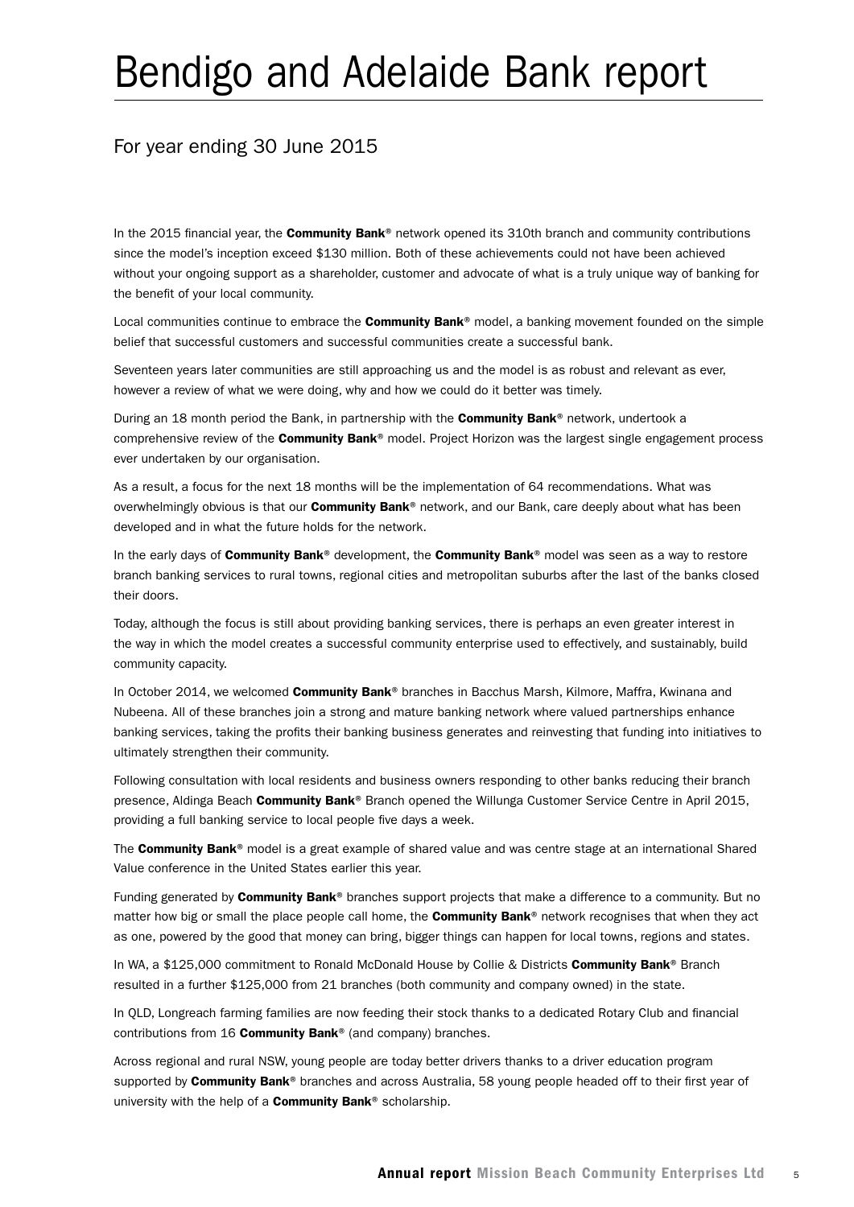# Bendigo and Adelaide Bank report

## For year ending 30 June 2015

In the 2015 financial year, the **Community Bank**® network opened its 310th branch and community contributions since the model's inception exceed $130 million. Both of these achievements could not have been achieved without your ongoing support as a shareholder, customer and advocate of what is a truly unique way of banking for the benefit of your local community.

Local communities continue to embrace the **Community Bank**® model, a banking movement founded on the simple belief that successful customers and successful communities create a successful bank.

Seventeen years later communities are still approaching us and the model is as robust and relevant as ever, however a review of what we were doing, why and how we could do it better was timely.

During an 18 month period the Bank, in partnership with the **Community Bank**® network, undertook a comprehensive review of the **Community Bank**® model. Project Horizon was the largest single engagement process ever undertaken by our organisation.

As a result, a focus for the next 18 months will be the implementation of 64 recommendations. What was overwhelmingly obvious is that our **Community Bank**® network, and our Bank, care deeply about what has been developed and in what the future holds for the network.

In the early days of **Community Bank**® development, the **Community Bank**® model was seen as a way to restore branch banking services to rural towns, regional cities and metropolitan suburbs after the last of the banks closed their doors.

Today, although the focus is still about providing banking services, there is perhaps an even greater interest in the way in which the model creates a successful community enterprise used to effectively, and sustainably, build community capacity.

In October 2014, we welcomed **Community Bank**® branches in Bacchus Marsh, Kilmore, Maffra, Kwinana and Nubeena. All of these branches join a strong and mature banking network where valued partnerships enhance banking services, taking the profits their banking business generates and reinvesting that funding into initiatives to ultimately strengthen their community.

Following consultation with local residents and business owners responding to other banks reducing their branch presence, Aldinga Beach **Community Bank**® Branch opened the Willunga Customer Service Centre in April 2015, providing a full banking service to local people five days a week.

The **Community Bank**® model is a great example of shared value and was centre stage at an international Shared Value conference in the United States earlier this year.

Funding generated by **Community Bank**® branches support projects that make a difference to a community. But no matter how big or small the place people call home, the **Community Bank**® network recognises that when they act as one, powered by the good that money can bring, bigger things can happen for local towns, regions and states.

In WA, a $125,000 commitment to Ronald McDonald House by Collie & Districts **Community Bank**® Branch resulted in a further $125,000 from 21 branches (both community and company owned) in the state.

In QLD, Longreach farming families are now feeding their stock thanks to a dedicated Rotary Club and financial contributions from 16 **Community Bank**® (and company) branches.

Across regional and rural NSW, young people are today better drivers thanks to a driver education program supported by **Community Bank**® branches and across Australia, 58 young people headed off to their first year of university with the help of a **Community Bank**® scholarship.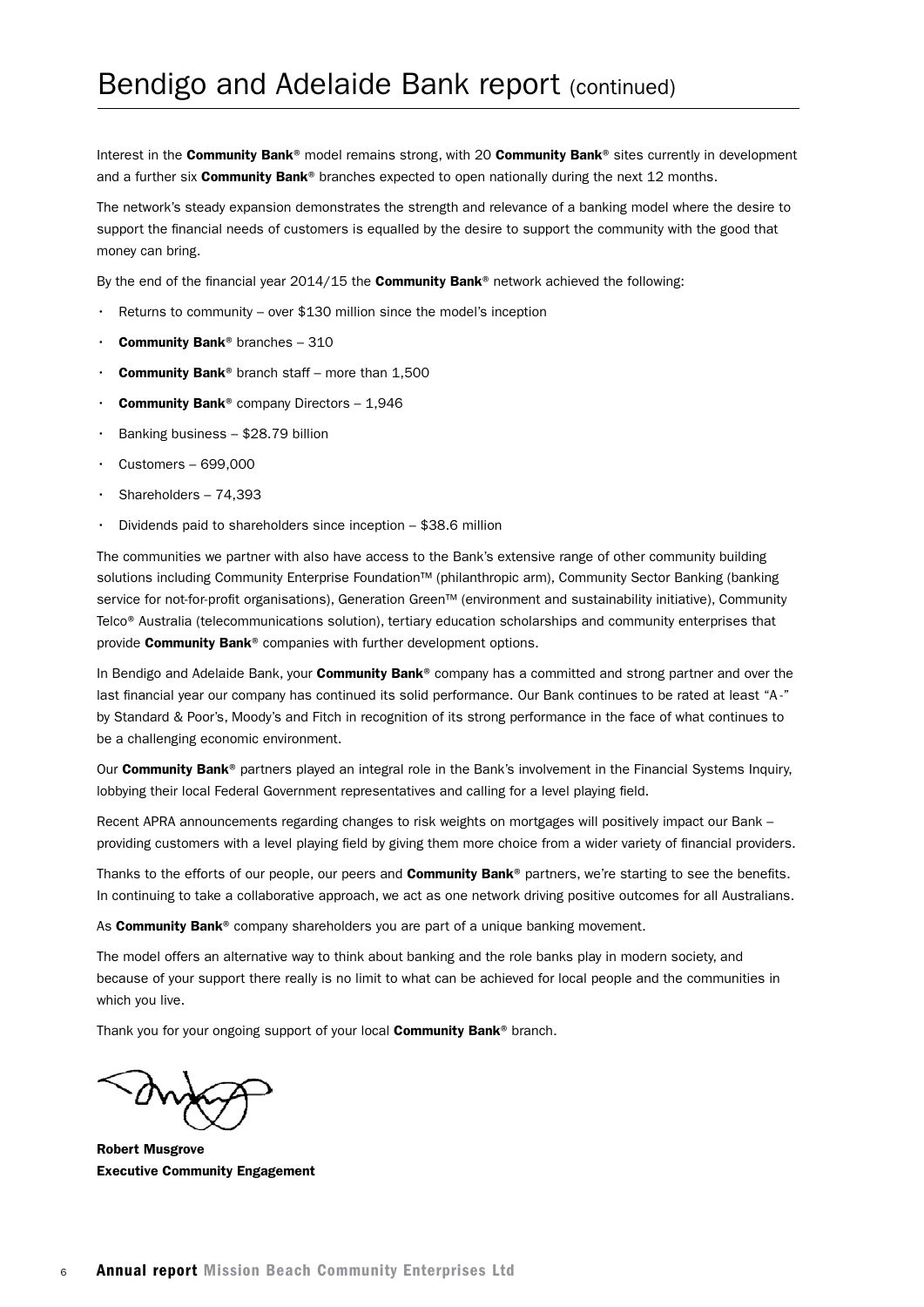# Bendigo and Adelaide Bank report (continued)

Interest in the **Community Bank**® model remains strong, with 20 **Community Bank**® sites currently in development and a further six **Community Bank**® branches expected to open nationally during the next 12 months.

The network's steady expansion demonstrates the strength and relevance of a banking model where the desire to support the financial needs of customers is equalled by the desire to support the community with the good that money can bring.

By the end of the financial year 2014/15 the **Community Bank**® network achieved the following:

- Returns to community – over $130 million since the model's inception
- **Community Bank**® branches – 310
- **Community Bank**® branch staff – more than 1,500
- **Community Bank**® company Directors – 1,946
- Banking business – $28.79 billion
- Customers – 699,000
- Shareholders – 74,393
- Dividends paid to shareholders since inception – $38.6 million

The communities we partner with also have access to the Bank's extensive range of other community building solutions including Community Enterprise Foundation™ (philanthropic arm), Community Sector Banking (banking service for not-for-profit organisations), Generation Green™ (environment and sustainability initiative), Community Telco® Australia (telecommunications solution), tertiary education scholarships and community enterprises that provide **Community Bank**® companies with further development options.

In Bendigo and Adelaide Bank, your **Community Bank**® company has a committed and strong partner and over the last financial year our company has continued its solid performance. Our Bank continues to be rated at least "A-" by Standard & Poor's, Moody's and Fitch in recognition of its strong performance in the face of what continues to be a challenging economic environment.

Our **Community Bank**® partners played an integral role in the Bank's involvement in the Financial Systems Inquiry, lobbying their local Federal Government representatives and calling for a level playing field.

Recent APRA announcements regarding changes to risk weights on mortgages will positively impact our Bank – providing customers with a level playing field by giving them more choice from a wider variety of financial providers.

Thanks to the efforts of our people, our peers and **Community Bank**® partners, we're starting to see the benefits. In continuing to take a collaborative approach, we act as one network driving positive outcomes for all Australians.

As **Community Bank**® company shareholders you are part of a unique banking movement.

The model offers an alternative way to think about banking and the role banks play in modern society, and because of your support there really is no limit to what can be achieved for local people and the communities in which you live.

Thank you for your ongoing support of your local **Community Bank**® branch.

**Robert Musgrove**
**Executive Community Engagement**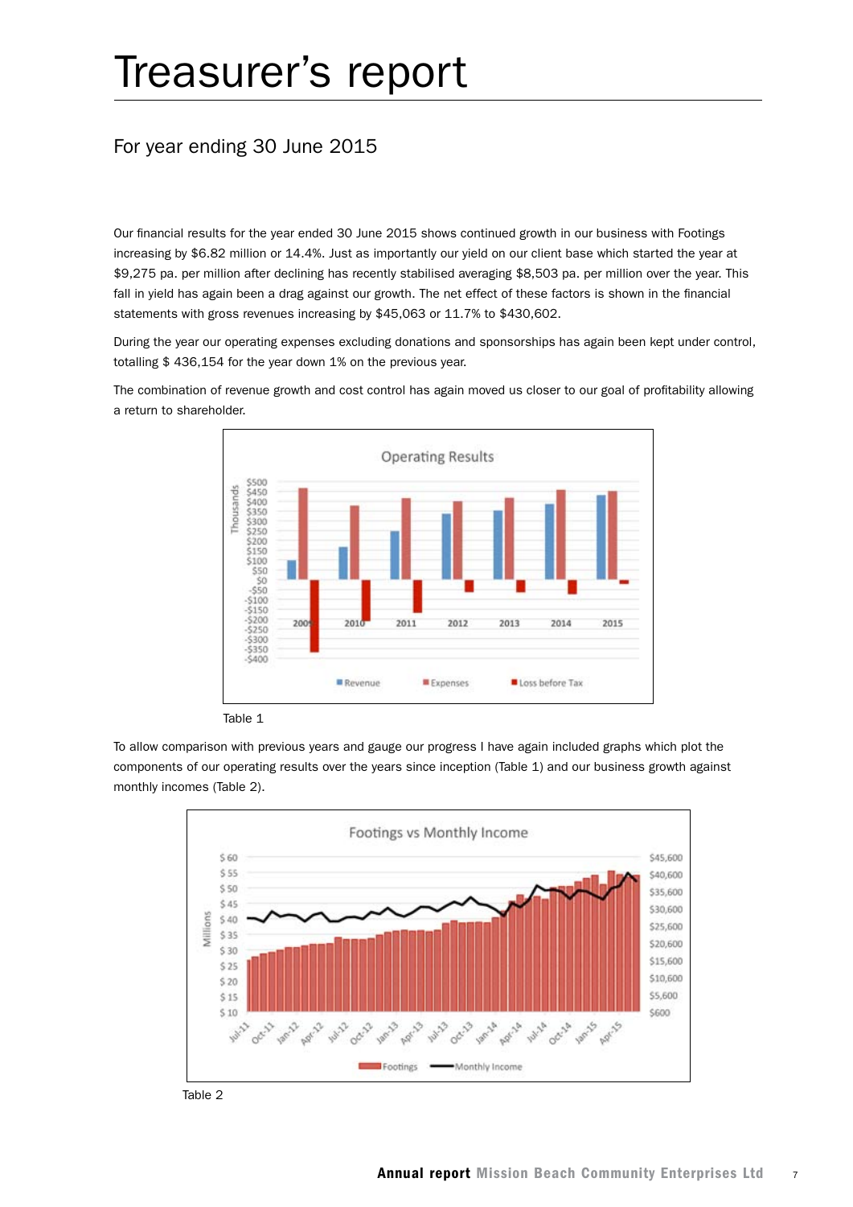# Treasurer's report

## For year ending 30 June 2015

Our financial results for the year ended 30 June 2015 shows continued growth in our business with Footings increasing by $6.82 million or 14.4%. Just as importantly our yield on our client base which started the year at $9,275 pa. per million after declining has recently stabilised averaging $8,503 pa. per million over the year. This fall in yield has again been a drag against our growth. The net effect of these factors is shown in the financial statements with gross revenues increasing by $45,063 or 11.7% to $430,602.

During the year our operating expenses excluding donations and sponsorships has again been kept under control, totalling $ 436,154 for the year down 1% on the previous year.

The combination of revenue growth and cost control has again moved us closer to our goal of profitability allowing a return to shareholder.

Table 1

To allow comparison with previous years and gauge our progress I have again included graphs which plot the components of our operating results over the years since inception (Table 1) and our business growth against monthly incomes (Table 2).

Table 2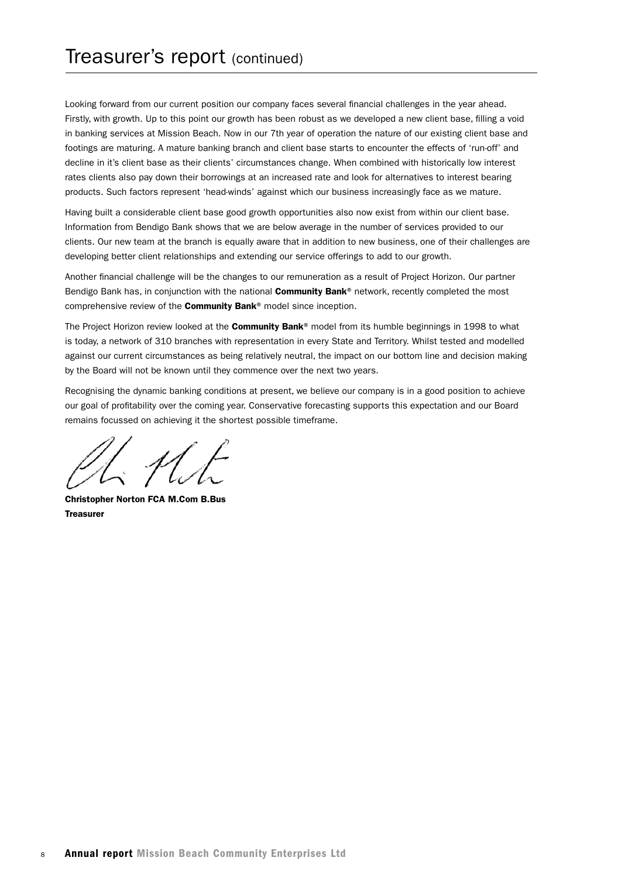# Treasurer's report (continued)

Looking forward from our current position our company faces several financial challenges in the year ahead. Firstly, with growth. Up to this point our growth has been robust as we developed a new client base, filling a void in banking services at Mission Beach. Now in our 7th year of operation the nature of our existing client base and footings are maturing. A mature banking branch and client base starts to encounter the effects of 'run-off' and decline in it's client base as their clients' circumstances change. When combined with historically low interest rates clients also pay down their borrowings at an increased rate and look for alternatives to interest bearing products. Such factors represent 'head-winds' against which our business increasingly face as we mature.

Having built a considerable client base good growth opportunities also now exist from within our client base. Information from Bendigo Bank shows that we are below average in the number of services provided to our clients. Our new team at the branch is equally aware that in addition to new business, one of their challenges are developing better client relationships and extending our service offerings to add to our growth.

Another financial challenge will be the changes to our remuneration as a result of Project Horizon. Our partner Bendigo Bank has, in conjunction with the national **Community Bank**® network, recently completed the most comprehensive review of the **Community Bank**® model since inception.

The Project Horizon review looked at the **Community Bank**® model from its humble beginnings in 1998 to what is today, a network of 310 branches with representation in every State and Territory. Whilst tested and modelled against our current circumstances as being relatively neutral, the impact on our bottom line and decision making by the Board will not be known until they commence over the next two years.

Recognising the dynamic banking conditions at present, we believe our company is in a good position to achieve our goal of profitability over the coming year. Conservative forecasting supports this expectation and our Board remains focussed on achieving it the shortest possible timeframe.

**Christopher Norton FCA M.Com B.Bus**
**Treasurer**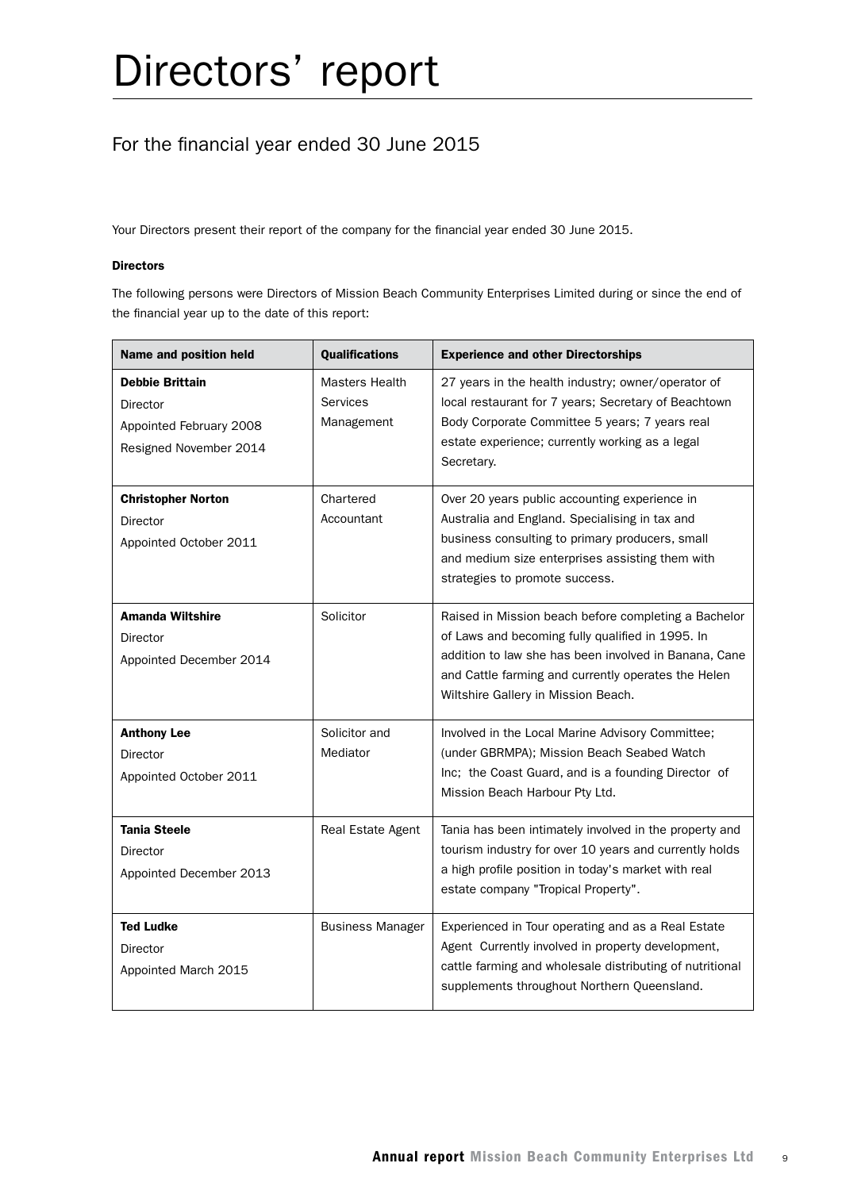# Directors' report

## For the financial year ended 30 June 2015

Your Directors present their report of the company for the financial year ended 30 June 2015.

### Directors

The following persons were Directors of Mission Beach Community Enterprises Limited during or since the end of the financial year up to the date of this report:

| Name and position held | Qualifications | Experience and other Directorships |
|---|---|---|
| **Debbie Brittain**<br>Director<br>Appointed February 2008<br>Resigned November 2014 | Masters Health Services Management | 27 years in the health industry; owner/operator of local restaurant for 7 years; Secretary of Beachtown Body Corporate Committee 5 years; 7 years real estate experience; currently working as a legal Secretary. |
| **Christopher Norton**<br>Director<br>Appointed October 2011 | Chartered Accountant | Over 20 years public accounting experience in Australia and England. Specialising in tax and business consulting to primary producers, small and medium size enterprises assisting them with strategies to promote success. |
| **Amanda Wiltshire**<br>Director<br>Appointed December 2014 | Solicitor | Raised in Mission beach before completing a Bachelor of Laws and becoming fully qualified in 1995. In addition to law she has been involved in Banana, Cane and Cattle farming and currently operates the Helen Wiltshire Gallery in Mission Beach. |
| **Anthony Lee**<br>Director<br>Appointed October 2011 | Solicitor and Mediator | Involved in the Local Marine Advisory Committee; (under GBRMPA); Mission Beach Seabed Watch Inc; the Coast Guard, and is a founding Director of Mission Beach Harbour Pty Ltd. |
| **Tania Steele**<br>Director<br>Appointed December 2013 | Real Estate Agent | Tania has been intimately involved in the property and tourism industry for over 10 years and currently holds a high profile position in today's market with real estate company "Tropical Property". |
| **Ted Ludke**<br>Director<br>Appointed March 2015 | Business Manager | Experienced in Tour operating and as a Real Estate Agent Currently involved in property development, cattle farming and wholesale distributing of nutritional supplements throughout Northern Queensland. |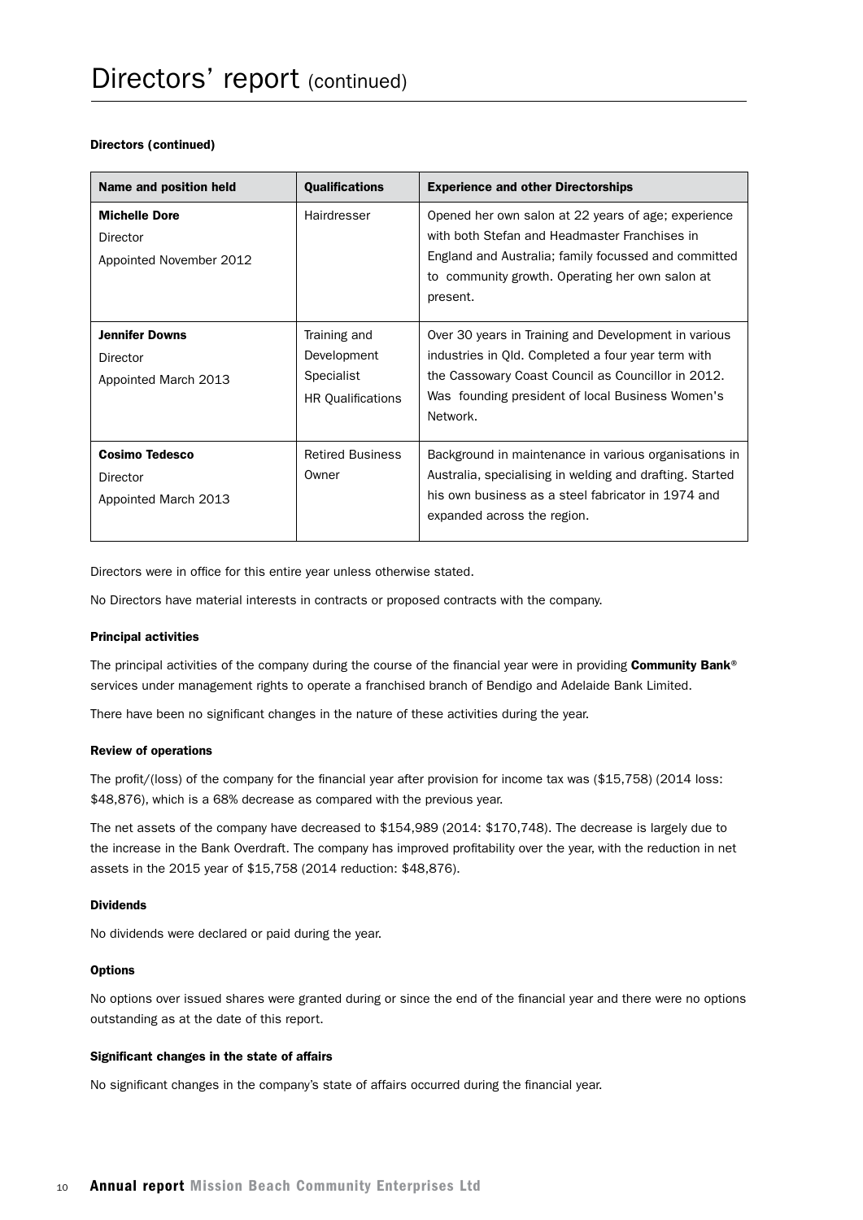# Directors' report (continued)

### Directors (continued)

| Name and position held | Qualifications | Experience and other Directorships |
|---|---|---|
| **Michelle Dore**<br>Director<br>Appointed November 2012 | Hairdresser | Opened her own salon at 22 years of age; experience with both Stefan and Headmaster Franchises in England and Australia; family focussed and committed to community growth. Operating her own salon at present. |
| **Jennifer Downs**<br>Director<br>Appointed March 2013 | Training and Development Specialist<br>HR Qualifications | Over 30 years in Training and Development in various industries in Qld. Completed a four year term with the Cassowary Coast Council as Councillor in 2012. Was founding president of local Business Women's Network. |
| **Cosimo Tedesco**<br>Director<br>Appointed March 2013 | Retired Business Owner | Background in maintenance in various organisations in Australia, specialising in welding and drafting. Started his own business as a steel fabricator in 1974 and expanded across the region. |

Directors were in office for this entire year unless otherwise stated.

No Directors have material interests in contracts or proposed contracts with the company.

### Principal activities

The principal activities of the company during the course of the financial year were in providing **Community Bank**® services under management rights to operate a franchised branch of Bendigo and Adelaide Bank Limited.

There have been no significant changes in the nature of these activities during the year.

### Review of operations

The profit/(loss) of the company for the financial year after provision for income tax was ($15,758) (2014 loss: $48,876), which is a 68% decrease as compared with the previous year.

The net assets of the company have decreased to $154,989 (2014: $170,748). The decrease is largely due to the increase in the Bank Overdraft. The company has improved profitability over the year, with the reduction in net assets in the 2015 year of $15,758 (2014 reduction: $48,876).

### Dividends

No dividends were declared or paid during the year.

### Options

No options over issued shares were granted during or since the end of the financial year and there were no options outstanding as at the date of this report.

### Significant changes in the state of affairs

No significant changes in the company's state of affairs occurred during the financial year.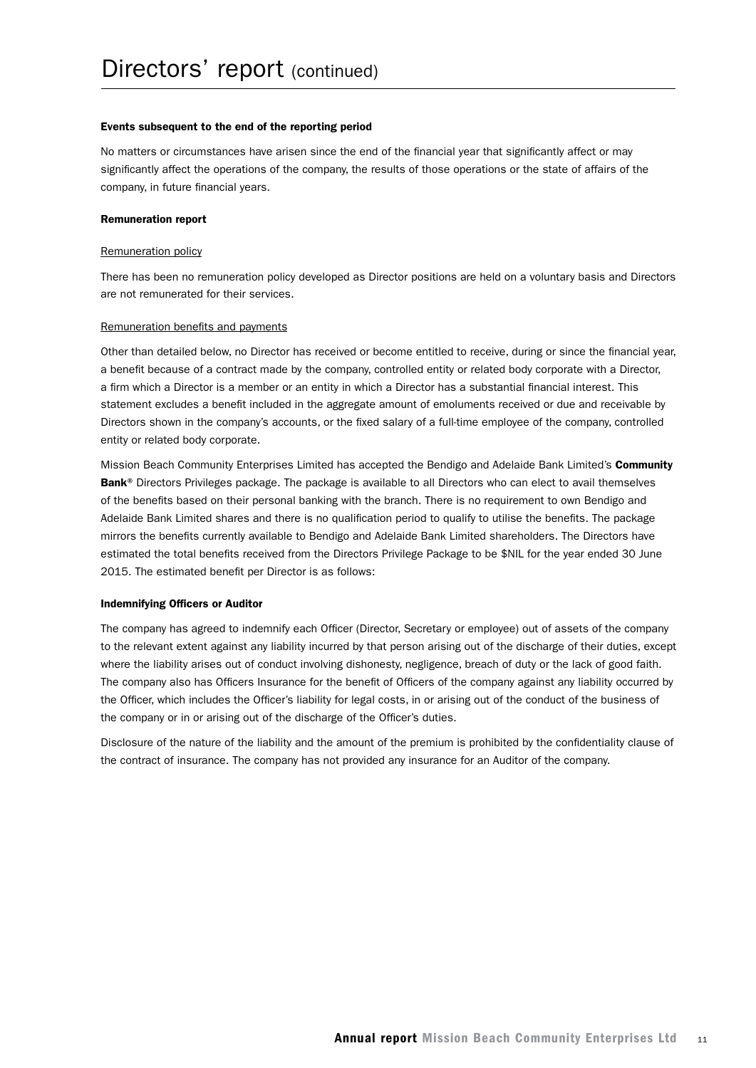# Directors' report (continued)

### Events subsequent to the end of the reporting period

No matters or circumstances have arisen since the end of the financial year that significantly affect or may significantly affect the operations of the company, the results of those operations or the state of affairs of the company, in future financial years.

### Remuneration report

Remuneration policy

There has been no remuneration policy developed as Director positions are held on a voluntary basis and Directors are not remunerated for their services.

Remuneration benefits and payments

Other than detailed below, no Director has received or become entitled to receive, during or since the financial year, a benefit because of a contract made by the company, controlled entity or related body corporate with a Director, a firm which a Director is a member or an entity in which a Director has a substantial financial interest. This statement excludes a benefit included in the aggregate amount of emoluments received or due and receivable by Directors shown in the company's accounts, or the fixed salary of a full-time employee of the company, controlled entity or related body corporate.

Mission Beach Community Enterprises Limited has accepted the Bendigo and Adelaide Bank Limited's **Community Bank**® Directors Privileges package. The package is available to all Directors who can elect to avail themselves of the benefits based on their personal banking with the branch. There is no requirement to own Bendigo and Adelaide Bank Limited shares and there is no qualification period to qualify to utilise the benefits. The package mirrors the benefits currently available to Bendigo and Adelaide Bank Limited shareholders. The Directors have estimated the total benefits received from the Directors Privilege Package to be $NIL for the year ended 30 June 2015. The estimated benefit per Director is as follows:

### Indemnifying Officers or Auditor

The company has agreed to indemnify each Officer (Director, Secretary or employee) out of assets of the company to the relevant extent against any liability incurred by that person arising out of the discharge of their duties, except where the liability arises out of conduct involving dishonesty, negligence, breach of duty or the lack of good faith. The company also has Officers Insurance for the benefit of Officers of the company against any liability occurred by the Officer, which includes the Officer's liability for legal costs, in or arising out of the conduct of the business of the company or in or arising out of the discharge of the Officer's duties.

Disclosure of the nature of the liability and the amount of the premium is prohibited by the confidentiality clause of the contract of insurance. The company has not provided any insurance for an Auditor of the company.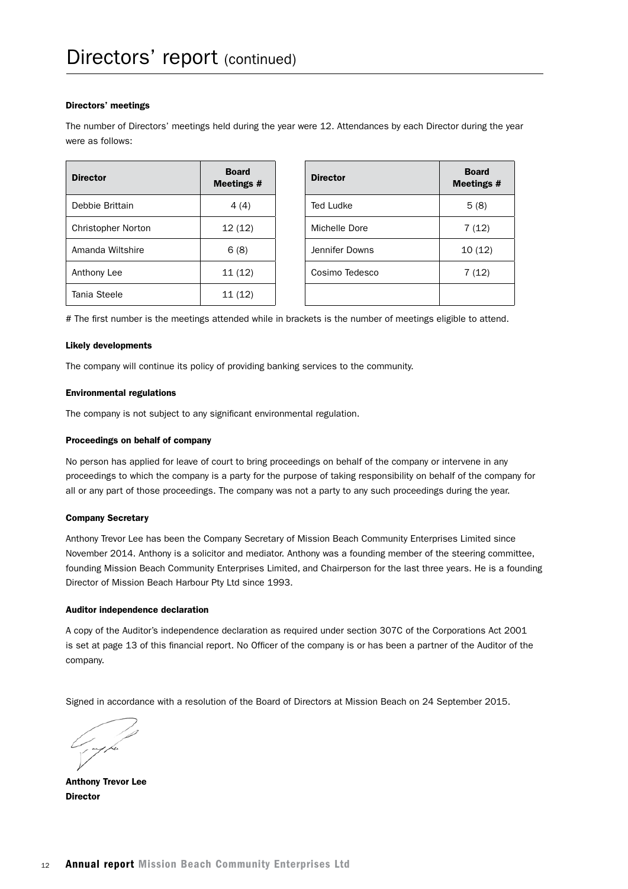# Directors' report (continued)

### Directors' meetings

The number of Directors' meetings held during the year were 12. Attendances by each Director during the year were as follows:

| Director | Board Meetings # | Director | Board Meetings # |
|---|---|---|---|
| Debbie Brittain | 4 (4) | Ted Ludke | 5 (8) |
| Christopher Norton | 12 (12) | Michelle Dore | 7 (12) |
| Amanda Wiltshire | 6 (8) | Jennifer Downs | 10 (12) |
| Anthony Lee | 11 (12) | Cosimo Tedesco | 7 (12) |
| Tania Steele | 11 (12) | | |

# The first number is the meetings attended while in brackets is the number of meetings eligible to attend.

### Likely developments

The company will continue its policy of providing banking services to the community.

### Environmental regulations

The company is not subject to any significant environmental regulation.

### Proceedings on behalf of company

No person has applied for leave of court to bring proceedings on behalf of the company or intervene in any proceedings to which the company is a party for the purpose of taking responsibility on behalf of the company for all or any part of those proceedings. The company was not a party to any such proceedings during the year.

### Company Secretary

Anthony Trevor Lee has been the Company Secretary of Mission Beach Community Enterprises Limited since November 2014. Anthony is a solicitor and mediator. Anthony was a founding member of the steering committee, founding Mission Beach Community Enterprises Limited, and Chairperson for the last three years. He is a founding Director of Mission Beach Harbour Pty Ltd since 1993.

### Auditor independence declaration

A copy of the Auditor's independence declaration as required under section 307C of the Corporations Act 2001 is set at page 13 of this financial report. No Officer of the company is or has been a partner of the Auditor of the company.

Signed in accordance with a resolution of the Board of Directors at Mission Beach on 24 September 2015.

**Anthony Trevor Lee**
**Director**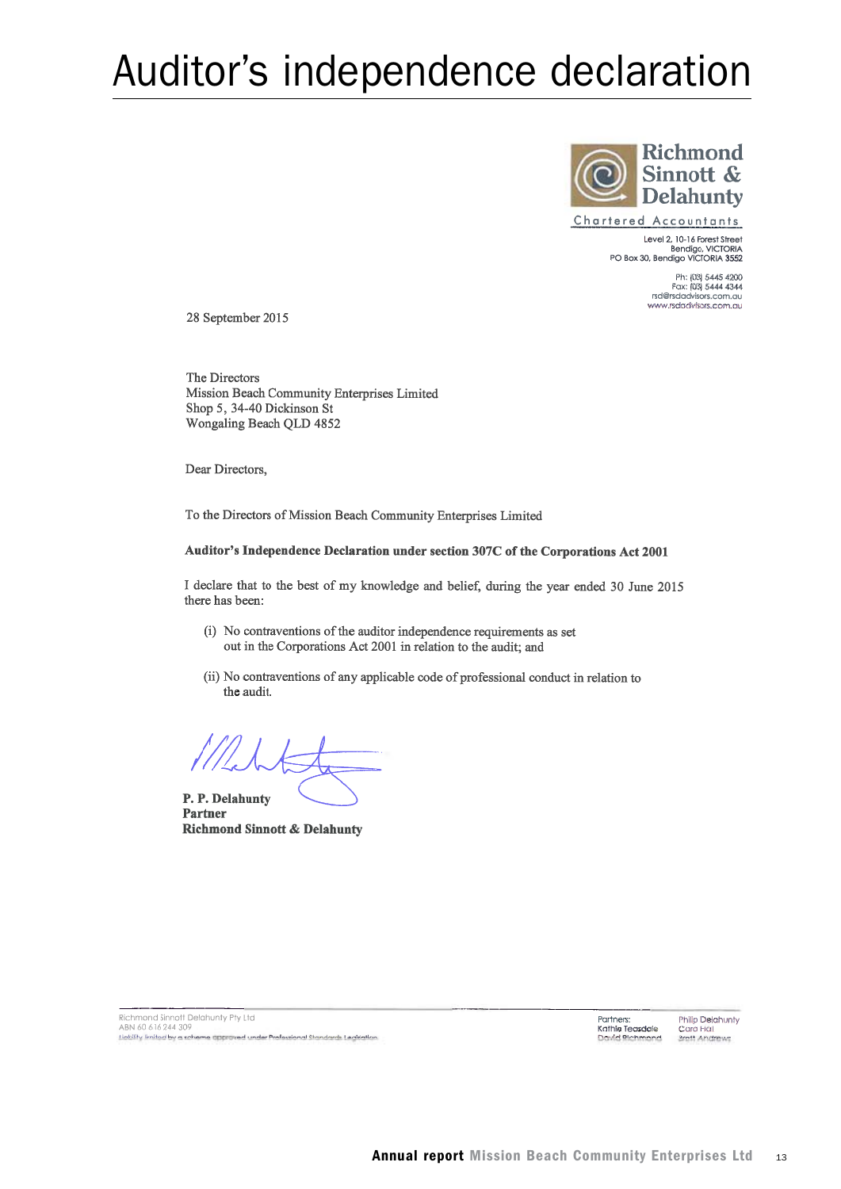# Auditor's independence declaration

Richmond Sinnott & Delahunty

Chartered Accountants

Level 2, 10-16 Forest Street
Bendigo, VICTORIA
PO Box 30, Bendigo VICTORIA 3552

Ph: (03) 5445 4200
Fax: (03) 5444 4344
rsd@rsdadvisors.com.au
www.rsdadvisors.com.au

28 September 2015

The Directors
Mission Beach Community Enterprises Limited
Shop 5, 34-40 Dickinson St
Wongaling Beach QLD 4852

Dear Directors,

To the Directors of Mission Beach Community Enterprises Limited

**Auditor's Independence Declaration under section 307C of the Corporations Act 2001**

I declare that to the best of my knowledge and belief, during the year ended 30 June 2015 there has been:

(i) No contraventions of the auditor independence requirements as set out in the Corporations Act 2001 in relation to the audit; and

(ii) No contraventions of any applicable code of professional conduct in relation to the audit.

**P. P. Delahunty**
**Partner**
**Richmond Sinnott & Delahunty**

Richmond Sinnott Delahunty Pty Ltd
ABN 60 616 244 309
Liability limited by a scheme approved under Professional Standards Legislation

Partners: Kathie Teasdale, David Richmond, Philip Delahunty, Cara Hall, Brett Andrews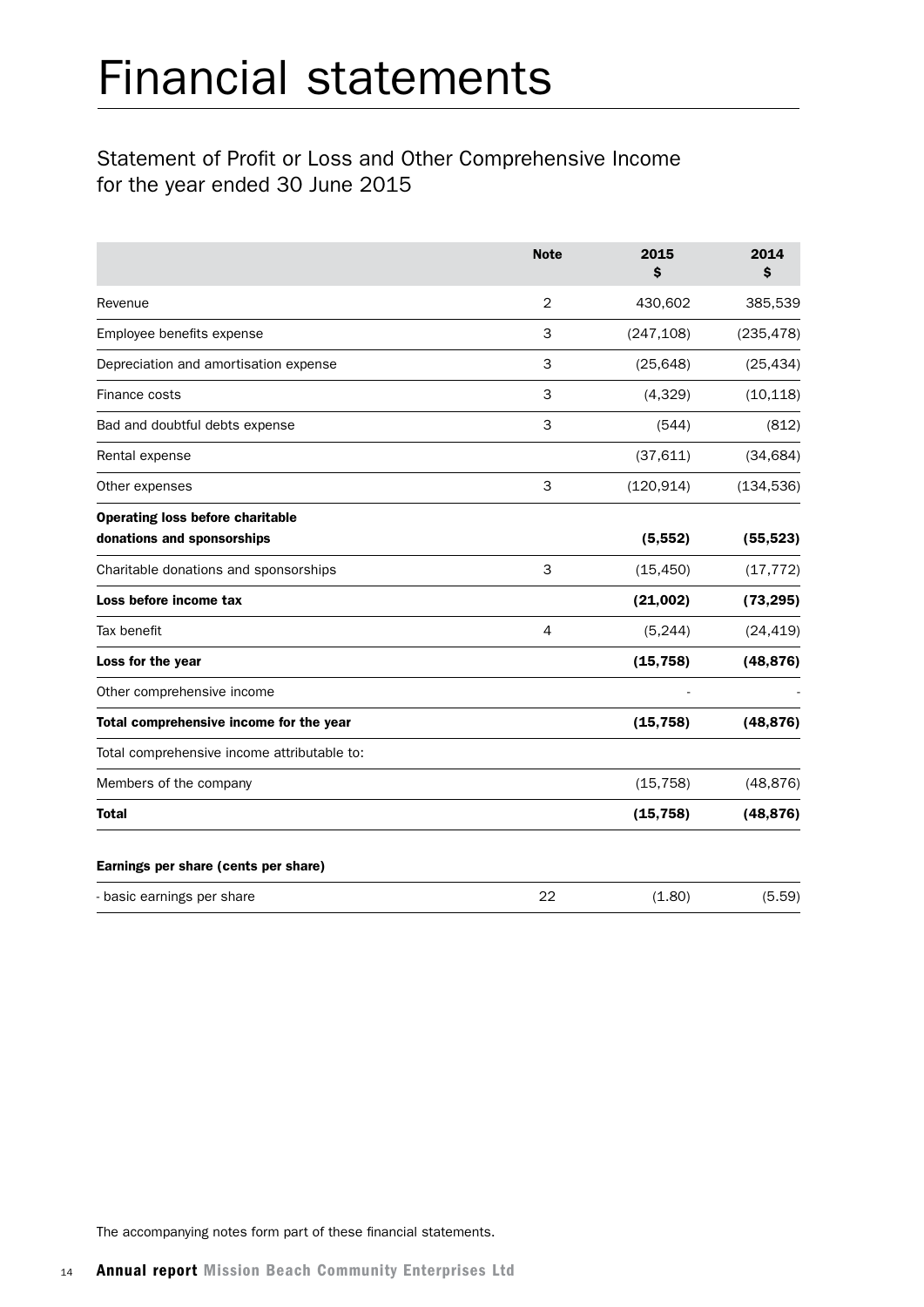# Financial statements

## Statement of Profit or Loss and Other Comprehensive Income for the year ended 30 June 2015

| | Note | 2015 $ | 2014 $ |
|---|---|---|---|
| Revenue | 2 | 430,602 | 385,539 |
| Employee benefits expense | 3 | (247,108) | (235,478) |
| Depreciation and amortisation expense | 3 | (25,648) | (25,434) |
| Finance costs | 3 | (4,329) | (10,118) |
| Bad and doubtful debts expense | 3 | (544) | (812) |
| Rental expense | | (37,611) | (34,684) |
| Other expenses | 3 | (120,914) | (134,536) |
| **Operating loss before charitable donations and sponsorships** | | **(5,552)** | **(55,523)** |
| Charitable donations and sponsorships | 3 | (15,450) | (17,772) |
| **Loss before income tax** | | **(21,002)** | **(73,295)** |
| Tax benefit | 4 | (5,244) | (24,419) |
| **Loss for the year** | | **(15,758)** | **(48,876)** |
| Other comprehensive income | | - | - |
| **Total comprehensive income for the year** | | **(15,758)** | **(48,876)** |
| Total comprehensive income attributable to: | | | |
| Members of the company | | (15,758) | (48,876) |
| **Total** | | **(15,758)** | **(48,876)** |
| | | | |
| **Earnings per share (cents per share)** | | | |
| - basic earnings per share | 22 | (1.80) | (5.59) |

The accompanying notes form part of these financial statements.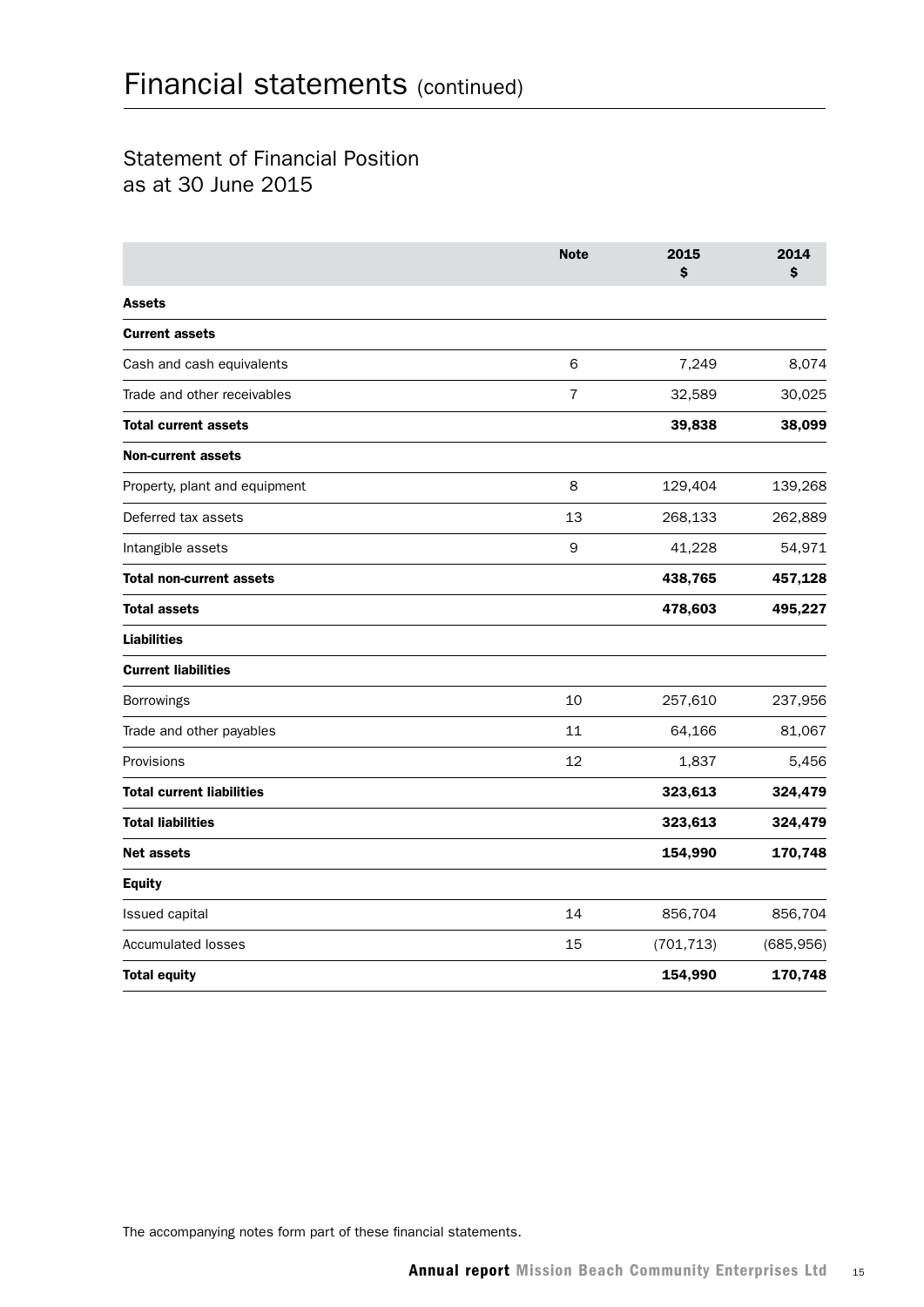# Financial statements (continued)

## Statement of Financial Position as at 30 June 2015

| | Note | 2015 $ | 2014 $ |
|---|---|---|---|
| **Assets** | | | |
| **Current assets** | | | |
| Cash and cash equivalents | 6 | 7,249 | 8,074 |
| Trade and other receivables | 7 | 32,589 | 30,025 |
| **Total current assets** | | **39,838** | **38,099** |
| **Non-current assets** | | | |
| Property, plant and equipment | 8 | 129,404 | 139,268 |
| Deferred tax assets | 13 | 268,133 | 262,889 |
| Intangible assets | 9 | 41,228 | 54,971 |
| **Total non-current assets** | | **438,765** | **457,128** |
| **Total assets** | | **478,603** | **495,227** |
| **Liabilities** | | | |
| **Current liabilities** | | | |
| Borrowings | 10 | 257,610 | 237,956 |
| Trade and other payables | 11 | 64,166 | 81,067 |
| Provisions | 12 | 1,837 | 5,456 |
| **Total current liabilities** | | **323,613** | **324,479** |
| **Total liabilities** | | **323,613** | **324,479** |
| **Net assets** | | **154,990** | **170,748** |
| **Equity** | | | |
| Issued capital | 14 | 856,704 | 856,704 |
| Accumulated losses | 15 | (701,713) | (685,956) |
| **Total equity** | | **154,990** | **170,748** |

The accompanying notes form part of these financial statements.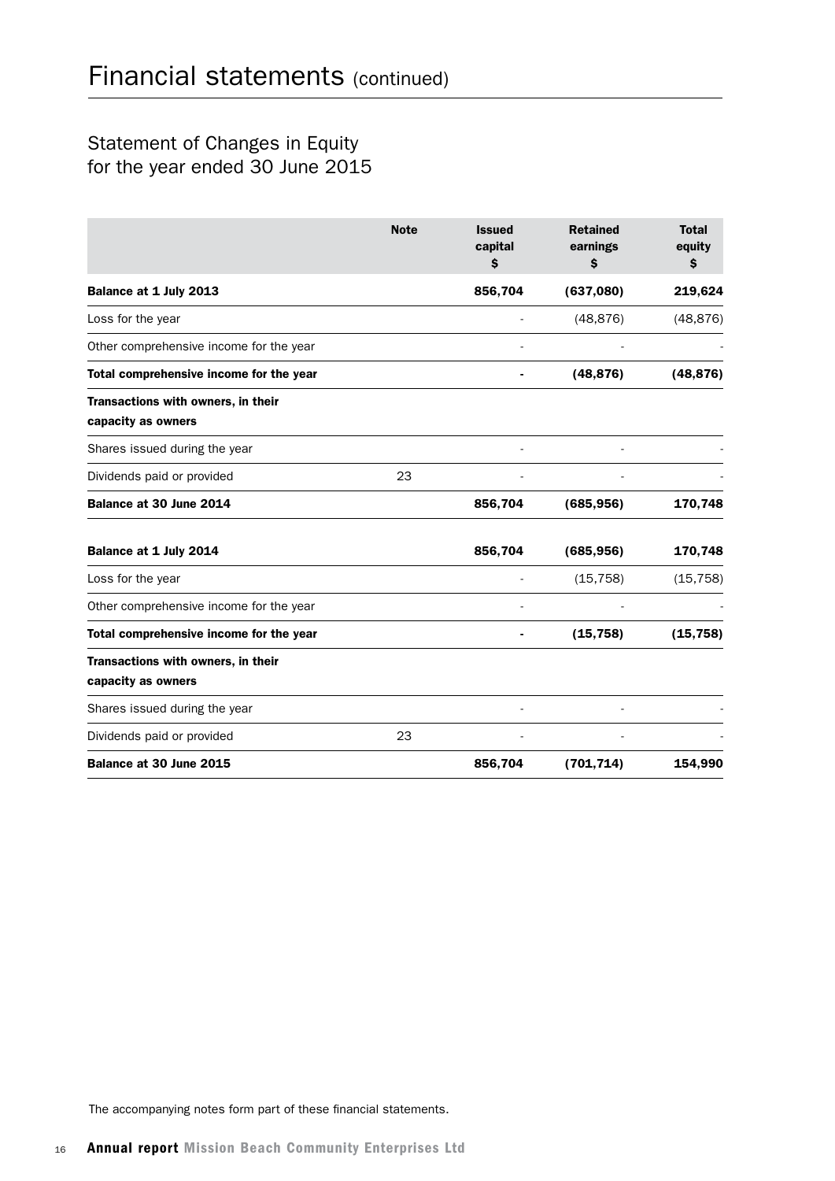# Financial statements (continued)

## Statement of Changes in Equity for the year ended 30 June 2015

| | Note | Issued capital $ | Retained earnings $ | Total equity $ |
|---|---|---|---|---|
| **Balance at 1 July 2013** | | **856,704** | **(637,080)** | **219,624** |
| Loss for the year | | - | (48,876) | (48,876) |
| Other comprehensive income for the year | | - | - | - |
| **Total comprehensive income for the year** | | **-** | **(48,876)** | **(48,876)** |
| **Transactions with owners, in their capacity as owners** | | | | |
| Shares issued during the year | | - | - | - |
| Dividends paid or provided | 23 | - | - | - |
| **Balance at 30 June 2014** | | **856,704** | **(685,956)** | **170,748** |
| **Balance at 1 July 2014** | | **856,704** | **(685,956)** | **170,748** |
| Loss for the year | | - | (15,758) | (15,758) |
| Other comprehensive income for the year | | - | - | - |
| **Total comprehensive income for the year** | | **-** | **(15,758)** | **(15,758)** |
| **Transactions with owners, in their capacity as owners** | | | | |
| Shares issued during the year | | - | - | - |
| Dividends paid or provided | 23 | - | - | - |
| **Balance at 30 June 2015** | | **856,704** | **(701,714)** | **154,990** |

The accompanying notes form part of these financial statements.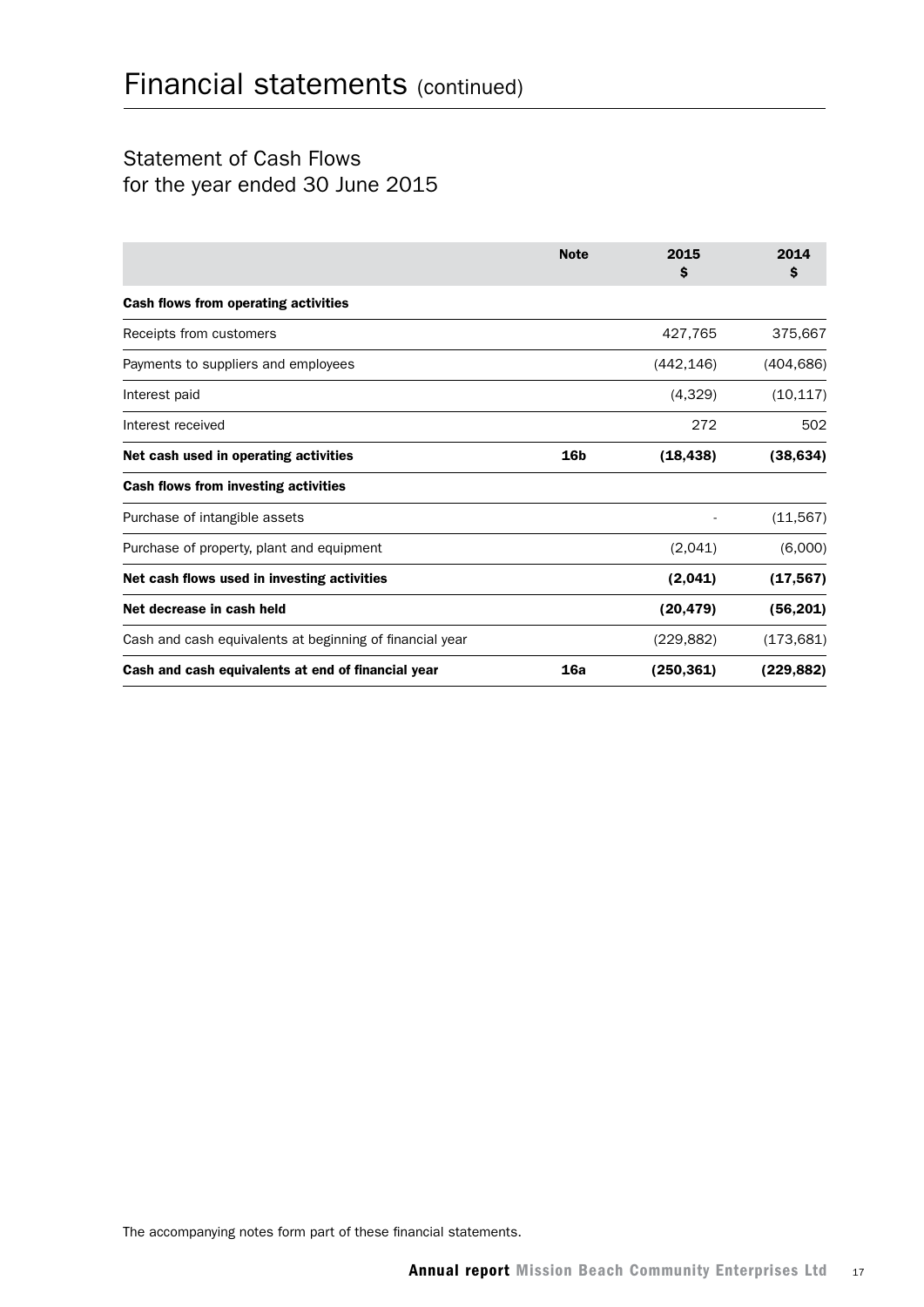# Financial statements (continued)

## Statement of Cash Flows
for the year ended 30 June 2015

| | Note | 2015 $ | 2014 $ |
|---|---|---|---|
| **Cash flows from operating activities** | | | |
| Receipts from customers | | 427,765 | 375,667 |
| Payments to suppliers and employees | | (442,146) | (404,686) |
| Interest paid | | (4,329) | (10,117) |
| Interest received | | 272 | 502 |
| **Net cash used in operating activities** | **16b** | **(18,438)** | **(38,634)** |
| **Cash flows from investing activities** | | | |
| Purchase of intangible assets | | - | (11,567) |
| Purchase of property, plant and equipment | | (2,041) | (6,000) |
| **Net cash flows used in investing activities** | | **(2,041)** | **(17,567)** |
| **Net decrease in cash held** | | **(20,479)** | **(56,201)** |
| Cash and cash equivalents at beginning of financial year | | (229,882) | (173,681) |
| **Cash and cash equivalents at end of financial year** | **16a** | **(250,361)** | **(229,882)** |

The accompanying notes form part of these financial statements.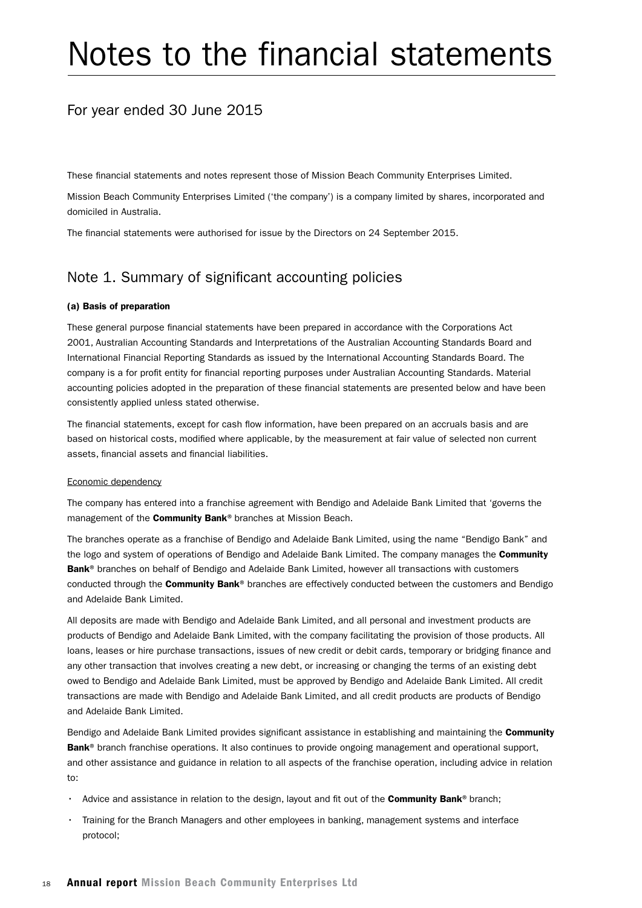# Notes to the financial statements

## For year ended 30 June 2015

These financial statements and notes represent those of Mission Beach Community Enterprises Limited.

Mission Beach Community Enterprises Limited ('the company') is a company limited by shares, incorporated and domiciled in Australia.

The financial statements were authorised for issue by the Directors on 24 September 2015.

## Note 1. Summary of significant accounting policies

**(a) Basis of preparation**

These general purpose financial statements have been prepared in accordance with the Corporations Act 2001, Australian Accounting Standards and Interpretations of the Australian Accounting Standards Board and International Financial Reporting Standards as issued by the International Accounting Standards Board. The company is a for profit entity for financial reporting purposes under Australian Accounting Standards. Material accounting policies adopted in the preparation of these financial statements are presented below and have been consistently applied unless stated otherwise.

The financial statements, except for cash flow information, have been prepared on an accruals basis and are based on historical costs, modified where applicable, by the measurement at fair value of selected non current assets, financial assets and financial liabilities.

Economic dependency

The company has entered into a franchise agreement with Bendigo and Adelaide Bank Limited that 'governs the management of the **Community Bank**® branches at Mission Beach.

The branches operate as a franchise of Bendigo and Adelaide Bank Limited, using the name "Bendigo Bank" and the logo and system of operations of Bendigo and Adelaide Bank Limited. The company manages the **Community Bank**® branches on behalf of Bendigo and Adelaide Bank Limited, however all transactions with customers conducted through the **Community Bank**® branches are effectively conducted between the customers and Bendigo and Adelaide Bank Limited.

All deposits are made with Bendigo and Adelaide Bank Limited, and all personal and investment products are products of Bendigo and Adelaide Bank Limited, with the company facilitating the provision of those products. All loans, leases or hire purchase transactions, issues of new credit or debit cards, temporary or bridging finance and any other transaction that involves creating a new debt, or increasing or changing the terms of an existing debt owed to Bendigo and Adelaide Bank Limited, must be approved by Bendigo and Adelaide Bank Limited. All credit transactions are made with Bendigo and Adelaide Bank Limited, and all credit products are products of Bendigo and Adelaide Bank Limited.

Bendigo and Adelaide Bank Limited provides significant assistance in establishing and maintaining the **Community Bank**® branch franchise operations. It also continues to provide ongoing management and operational support, and other assistance and guidance in relation to all aspects of the franchise operation, including advice in relation to:

- Advice and assistance in relation to the design, layout and fit out of the **Community Bank**® branch;
- Training for the Branch Managers and other employees in banking, management systems and interface protocol;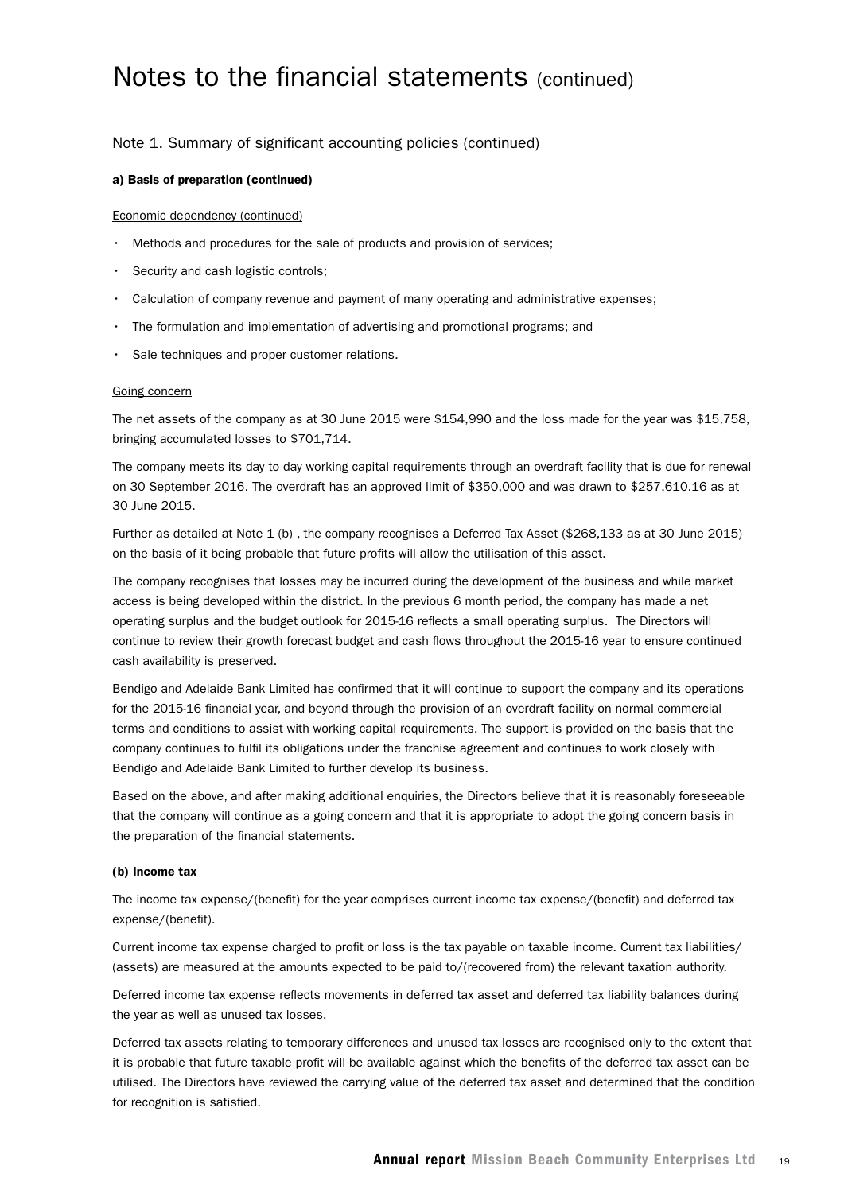# Notes to the financial statements (continued)

## Note 1. Summary of significant accounting policies (continued)

### a) Basis of preparation (continued)

Economic dependency (continued)

- Methods and procedures for the sale of products and provision of services;
- Security and cash logistic controls;
- Calculation of company revenue and payment of many operating and administrative expenses;
- The formulation and implementation of advertising and promotional programs; and
- Sale techniques and proper customer relations.

Going concern

The net assets of the company as at 30 June 2015 were $154,990 and the loss made for the year was $15,758, bringing accumulated losses to $701,714.

The company meets its day to day working capital requirements through an overdraft facility that is due for renewal on 30 September 2016. The overdraft has an approved limit of $350,000 and was drawn to $257,610.16 as at 30 June 2015.

Further as detailed at Note 1 (b) , the company recognises a Deferred Tax Asset ($268,133 as at 30 June 2015) on the basis of it being probable that future profits will allow the utilisation of this asset.

The company recognises that losses may be incurred during the development of the business and while market access is being developed within the district. In the previous 6 month period, the company has made a net operating surplus and the budget outlook for 2015-16 reflects a small operating surplus. The Directors will continue to review their growth forecast budget and cash flows throughout the 2015-16 year to ensure continued cash availability is preserved.

Bendigo and Adelaide Bank Limited has confirmed that it will continue to support the company and its operations for the 2015-16 financial year, and beyond through the provision of an overdraft facility on normal commercial terms and conditions to assist with working capital requirements. The support is provided on the basis that the company continues to fulfil its obligations under the franchise agreement and continues to work closely with Bendigo and Adelaide Bank Limited to further develop its business.

Based on the above, and after making additional enquiries, the Directors believe that it is reasonably foreseeable that the company will continue as a going concern and that it is appropriate to adopt the going concern basis in the preparation of the financial statements.

### (b) Income tax

The income tax expense/(benefit) for the year comprises current income tax expense/(benefit) and deferred tax expense/(benefit).

Current income tax expense charged to profit or loss is the tax payable on taxable income. Current tax liabilities/(assets) are measured at the amounts expected to be paid to/(recovered from) the relevant taxation authority.

Deferred income tax expense reflects movements in deferred tax asset and deferred tax liability balances during the year as well as unused tax losses.

Deferred tax assets relating to temporary differences and unused tax losses are recognised only to the extent that it is probable that future taxable profit will be available against which the benefits of the deferred tax asset can be utilised. The Directors have reviewed the carrying value of the deferred tax asset and determined that the condition for recognition is satisfied.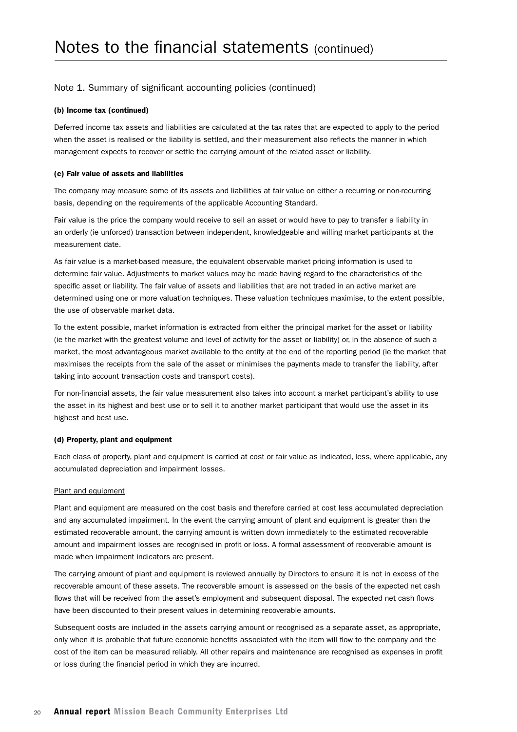# Notes to the financial statements (continued)

## Note 1. Summary of significant accounting policies (continued)

**(b) Income tax (continued)**

Deferred income tax assets and liabilities are calculated at the tax rates that are expected to apply to the period when the asset is realised or the liability is settled, and their measurement also reflects the manner in which management expects to recover or settle the carrying amount of the related asset or liability.

**(c) Fair value of assets and liabilities**

The company may measure some of its assets and liabilities at fair value on either a recurring or non-recurring basis, depending on the requirements of the applicable Accounting Standard.

Fair value is the price the company would receive to sell an asset or would have to pay to transfer a liability in an orderly (ie unforced) transaction between independent, knowledgeable and willing market participants at the measurement date.

As fair value is a market-based measure, the equivalent observable market pricing information is used to determine fair value. Adjustments to market values may be made having regard to the characteristics of the specific asset or liability. The fair value of assets and liabilities that are not traded in an active market are determined using one or more valuation techniques. These valuation techniques maximise, to the extent possible, the use of observable market data.

To the extent possible, market information is extracted from either the principal market for the asset or liability (ie the market with the greatest volume and level of activity for the asset or liability) or, in the absence of such a market, the most advantageous market available to the entity at the end of the reporting period (ie the market that maximises the receipts from the sale of the asset or minimises the payments made to transfer the liability, after taking into account transaction costs and transport costs).

For non-financial assets, the fair value measurement also takes into account a market participant's ability to use the asset in its highest and best use or to sell it to another market participant that would use the asset in its highest and best use.

**(d) Property, plant and equipment**

Each class of property, plant and equipment is carried at cost or fair value as indicated, less, where applicable, any accumulated depreciation and impairment losses.

Plant and equipment

Plant and equipment are measured on the cost basis and therefore carried at cost less accumulated depreciation and any accumulated impairment. In the event the carrying amount of plant and equipment is greater than the estimated recoverable amount, the carrying amount is written down immediately to the estimated recoverable amount and impairment losses are recognised in profit or loss. A formal assessment of recoverable amount is made when impairment indicators are present.

The carrying amount of plant and equipment is reviewed annually by Directors to ensure it is not in excess of the recoverable amount of these assets. The recoverable amount is assessed on the basis of the expected net cash flows that will be received from the asset's employment and subsequent disposal. The expected net cash flows have been discounted to their present values in determining recoverable amounts.

Subsequent costs are included in the assets carrying amount or recognised as a separate asset, as appropriate, only when it is probable that future economic benefits associated with the item will flow to the company and the cost of the item can be measured reliably. All other repairs and maintenance are recognised as expenses in profit or loss during the financial period in which they are incurred.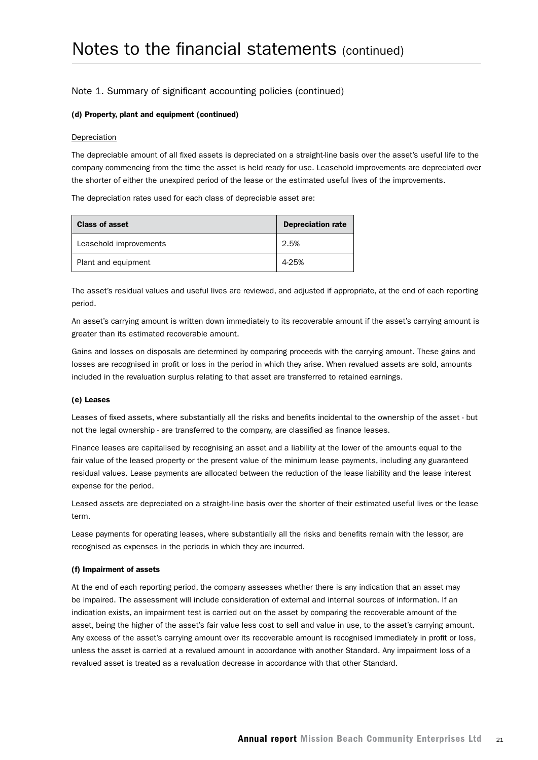# Notes to the financial statements (continued)

## Note 1. Summary of significant accounting policies (continued)

### (d) Property, plant and equipment (continued)

Depreciation

The depreciable amount of all fixed assets is depreciated on a straight-line basis over the asset's useful life to the company commencing from the time the asset is held ready for use. Leasehold improvements are depreciated over the shorter of either the unexpired period of the lease or the estimated useful lives of the improvements.

The depreciation rates used for each class of depreciable asset are:

| Class of asset | Depreciation rate |
|---|---|
| Leasehold improvements | 2.5% |
| Plant and equipment | 4-25% |

The asset's residual values and useful lives are reviewed, and adjusted if appropriate, at the end of each reporting period.

An asset's carrying amount is written down immediately to its recoverable amount if the asset's carrying amount is greater than its estimated recoverable amount.

Gains and losses on disposals are determined by comparing proceeds with the carrying amount. These gains and losses are recognised in profit or loss in the period in which they arise. When revalued assets are sold, amounts included in the revaluation surplus relating to that asset are transferred to retained earnings.

### (e) Leases

Leases of fixed assets, where substantially all the risks and benefits incidental to the ownership of the asset - but not the legal ownership - are transferred to the company, are classified as finance leases.

Finance leases are capitalised by recognising an asset and a liability at the lower of the amounts equal to the fair value of the leased property or the present value of the minimum lease payments, including any guaranteed residual values. Lease payments are allocated between the reduction of the lease liability and the lease interest expense for the period.

Leased assets are depreciated on a straight-line basis over the shorter of their estimated useful lives or the lease term.

Lease payments for operating leases, where substantially all the risks and benefits remain with the lessor, are recognised as expenses in the periods in which they are incurred.

### (f) Impairment of assets

At the end of each reporting period, the company assesses whether there is any indication that an asset may be impaired. The assessment will include consideration of external and internal sources of information. If an indication exists, an impairment test is carried out on the asset by comparing the recoverable amount of the asset, being the higher of the asset's fair value less cost to sell and value in use, to the asset's carrying amount. Any excess of the asset's carrying amount over its recoverable amount is recognised immediately in profit or loss, unless the asset is carried at a revalued amount in accordance with another Standard. Any impairment loss of a revalued asset is treated as a revaluation decrease in accordance with that other Standard.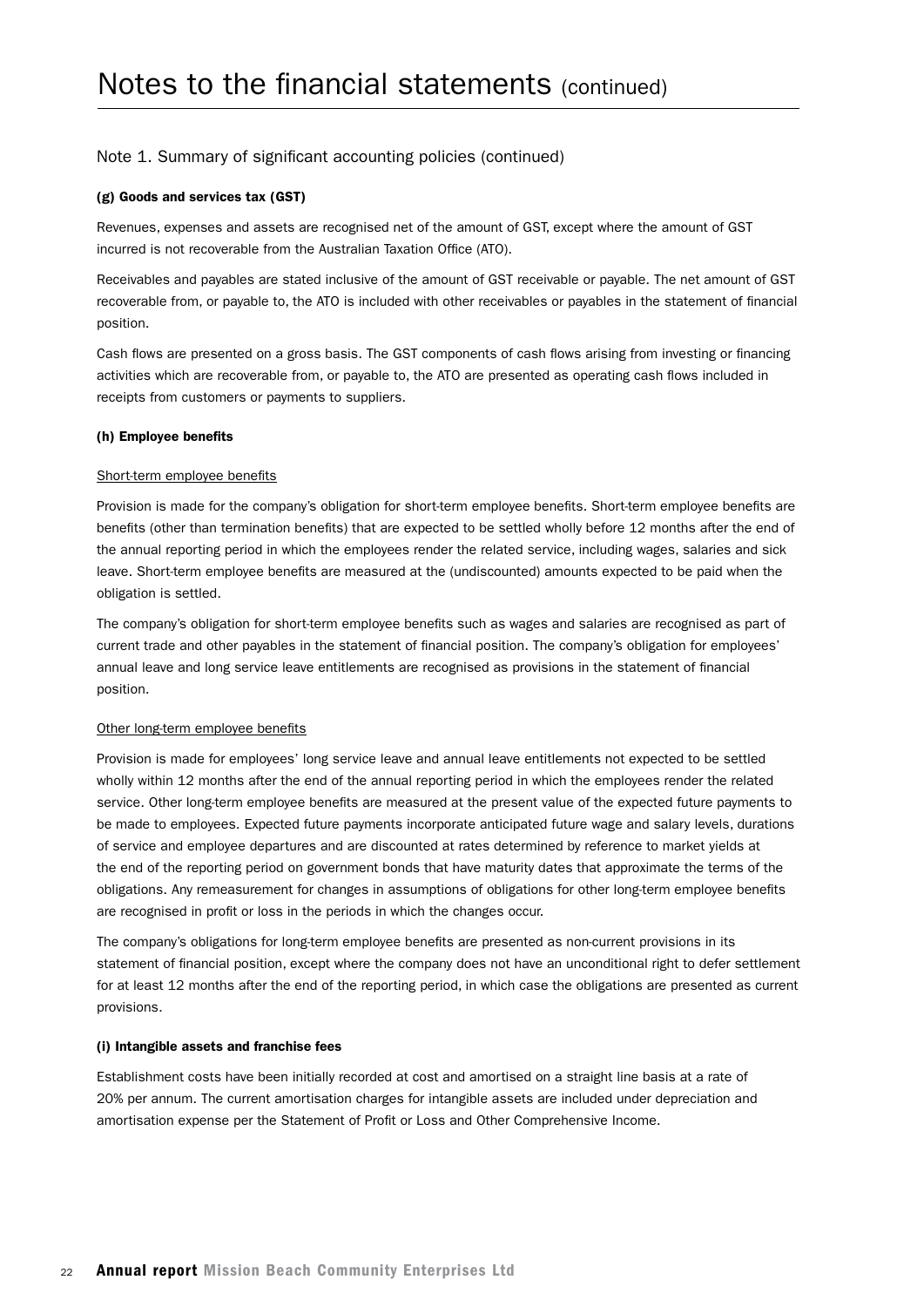# Notes to the financial statements (continued)

## Note 1. Summary of significant accounting policies (continued)

### (g) Goods and services tax (GST)

Revenues, expenses and assets are recognised net of the amount of GST, except where the amount of GST incurred is not recoverable from the Australian Taxation Office (ATO).

Receivables and payables are stated inclusive of the amount of GST receivable or payable. The net amount of GST recoverable from, or payable to, the ATO is included with other receivables or payables in the statement of financial position.

Cash flows are presented on a gross basis. The GST components of cash flows arising from investing or financing activities which are recoverable from, or payable to, the ATO are presented as operating cash flows included in receipts from customers or payments to suppliers.

### (h) Employee benefits

Short-term employee benefits

Provision is made for the company's obligation for short-term employee benefits. Short-term employee benefits are benefits (other than termination benefits) that are expected to be settled wholly before 12 months after the end of the annual reporting period in which the employees render the related service, including wages, salaries and sick leave. Short-term employee benefits are measured at the (undiscounted) amounts expected to be paid when the obligation is settled.

The company's obligation for short-term employee benefits such as wages and salaries are recognised as part of current trade and other payables in the statement of financial position. The company's obligation for employees' annual leave and long service leave entitlements are recognised as provisions in the statement of financial position.

Other long-term employee benefits

Provision is made for employees' long service leave and annual leave entitlements not expected to be settled wholly within 12 months after the end of the annual reporting period in which the employees render the related service. Other long-term employee benefits are measured at the present value of the expected future payments to be made to employees. Expected future payments incorporate anticipated future wage and salary levels, durations of service and employee departures and are discounted at rates determined by reference to market yields at the end of the reporting period on government bonds that have maturity dates that approximate the terms of the obligations. Any remeasurement for changes in assumptions of obligations for other long-term employee benefits are recognised in profit or loss in the periods in which the changes occur.

The company's obligations for long-term employee benefits are presented as non-current provisions in its statement of financial position, except where the company does not have an unconditional right to defer settlement for at least 12 months after the end of the reporting period, in which case the obligations are presented as current provisions.

### (i) Intangible assets and franchise fees

Establishment costs have been initially recorded at cost and amortised on a straight line basis at a rate of 20% per annum. The current amortisation charges for intangible assets are included under depreciation and amortisation expense per the Statement of Profit or Loss and Other Comprehensive Income.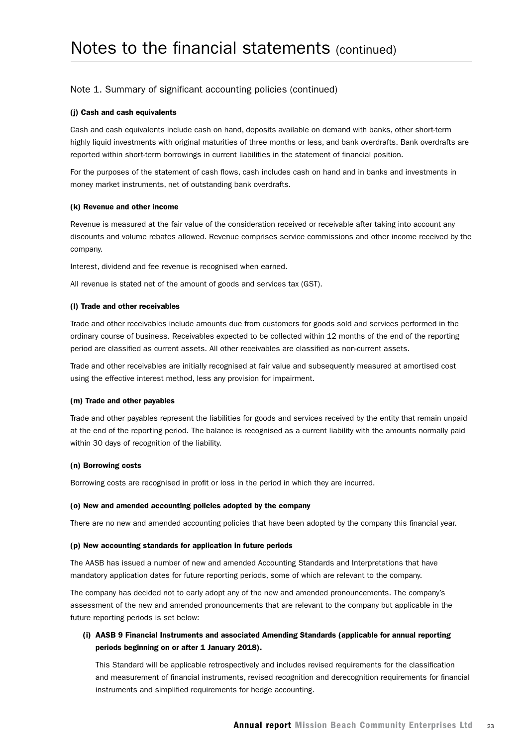# Notes to the financial statements (continued)

## Note 1. Summary of significant accounting policies (continued)

**(j) Cash and cash equivalents**

Cash and cash equivalents include cash on hand, deposits available on demand with banks, other short-term highly liquid investments with original maturities of three months or less, and bank overdrafts. Bank overdrafts are reported within short-term borrowings in current liabilities in the statement of financial position.

For the purposes of the statement of cash flows, cash includes cash on hand and in banks and investments in money market instruments, net of outstanding bank overdrafts.

**(k) Revenue and other income**

Revenue is measured at the fair value of the consideration received or receivable after taking into account any discounts and volume rebates allowed. Revenue comprises service commissions and other income received by the company.

Interest, dividend and fee revenue is recognised when earned.

All revenue is stated net of the amount of goods and services tax (GST).

**(l) Trade and other receivables**

Trade and other receivables include amounts due from customers for goods sold and services performed in the ordinary course of business. Receivables expected to be collected within 12 months of the end of the reporting period are classified as current assets. All other receivables are classified as non-current assets.

Trade and other receivables are initially recognised at fair value and subsequently measured at amortised cost using the effective interest method, less any provision for impairment.

**(m) Trade and other payables**

Trade and other payables represent the liabilities for goods and services received by the entity that remain unpaid at the end of the reporting period. The balance is recognised as a current liability with the amounts normally paid within 30 days of recognition of the liability.

**(n) Borrowing costs**

Borrowing costs are recognised in profit or loss in the period in which they are incurred.

**(o) New and amended accounting policies adopted by the company**

There are no new and amended accounting policies that have been adopted by the company this financial year.

**(p) New accounting standards for application in future periods**

The AASB has issued a number of new and amended Accounting Standards and Interpretations that have mandatory application dates for future reporting periods, some of which are relevant to the company.

The company has decided not to early adopt any of the new and amended pronouncements. The company's assessment of the new and amended pronouncements that are relevant to the company but applicable in the future reporting periods is set below:

**(i) AASB 9 Financial Instruments and associated Amending Standards (applicable for annual reporting periods beginning on or after 1 January 2018).**

This Standard will be applicable retrospectively and includes revised requirements for the classification and measurement of financial instruments, revised recognition and derecognition requirements for financial instruments and simplified requirements for hedge accounting.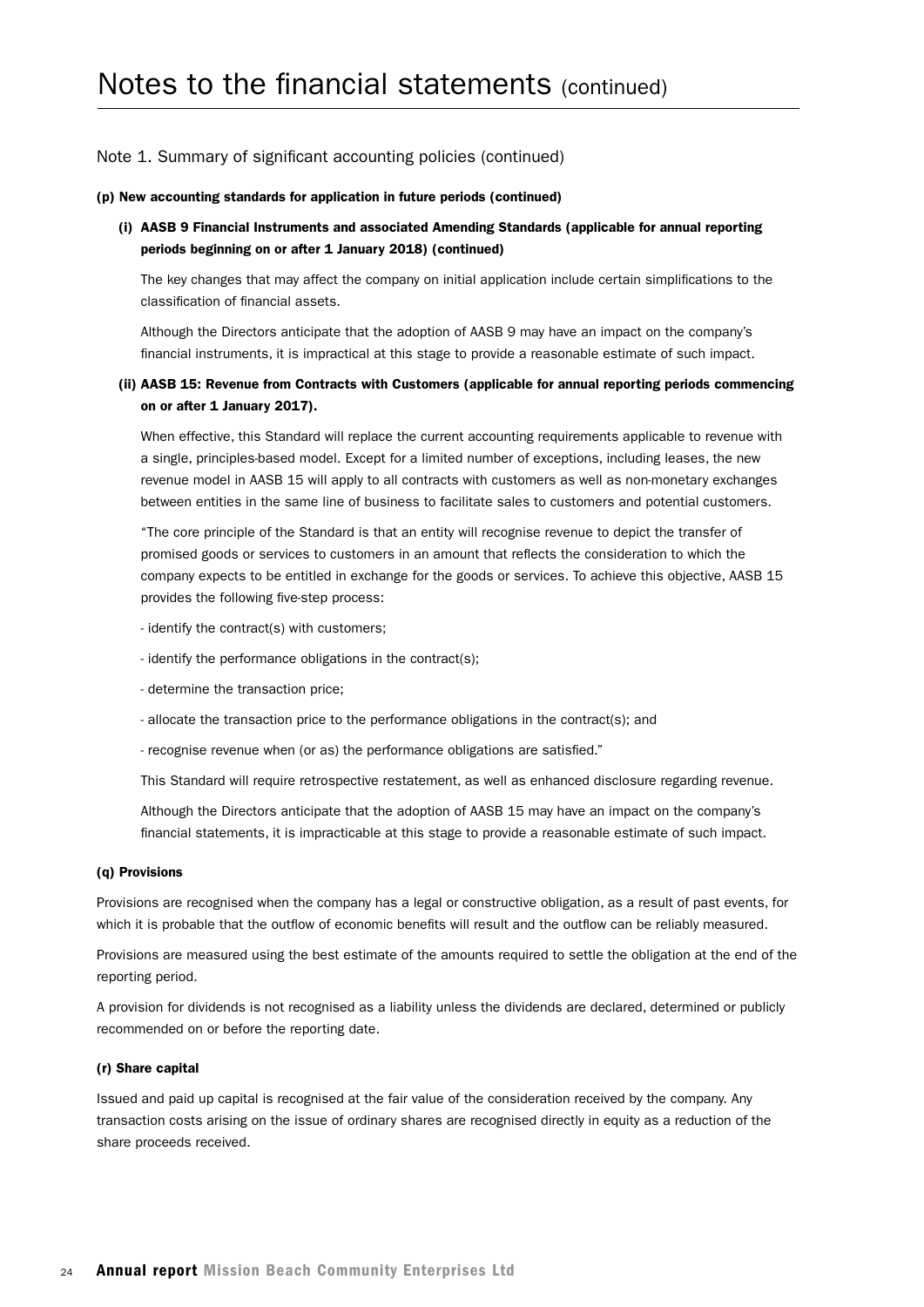# Notes to the financial statements (continued)

## Note 1. Summary of significant accounting policies (continued)

### (p) New accounting standards for application in future periods (continued)

#### (i) AASB 9 Financial Instruments and associated Amending Standards (applicable for annual reporting periods beginning on or after 1 January 2018) (continued)

The key changes that may affect the company on initial application include certain simplifications to the classification of financial assets.

Although the Directors anticipate that the adoption of AASB 9 may have an impact on the company's financial instruments, it is impractical at this stage to provide a reasonable estimate of such impact.

#### (ii) AASB 15: Revenue from Contracts with Customers (applicable for annual reporting periods commencing on or after 1 January 2017).

When effective, this Standard will replace the current accounting requirements applicable to revenue with a single, principles-based model. Except for a limited number of exceptions, including leases, the new revenue model in AASB 15 will apply to all contracts with customers as well as non-monetary exchanges between entities in the same line of business to facilitate sales to customers and potential customers.

"The core principle of the Standard is that an entity will recognise revenue to depict the transfer of promised goods or services to customers in an amount that reflects the consideration to which the company expects to be entitled in exchange for the goods or services. To achieve this objective, AASB 15 provides the following five-step process:

- identify the contract(s) with customers;
- identify the performance obligations in the contract(s);
- determine the transaction price;
- allocate the transaction price to the performance obligations in the contract(s); and
- recognise revenue when (or as) the performance obligations are satisfied."

This Standard will require retrospective restatement, as well as enhanced disclosure regarding revenue.

Although the Directors anticipate that the adoption of AASB 15 may have an impact on the company's financial statements, it is impracticable at this stage to provide a reasonable estimate of such impact.

### (q) Provisions

Provisions are recognised when the company has a legal or constructive obligation, as a result of past events, for which it is probable that the outflow of economic benefits will result and the outflow can be reliably measured.

Provisions are measured using the best estimate of the amounts required to settle the obligation at the end of the reporting period.

A provision for dividends is not recognised as a liability unless the dividends are declared, determined or publicly recommended on or before the reporting date.

### (r) Share capital

Issued and paid up capital is recognised at the fair value of the consideration received by the company. Any transaction costs arising on the issue of ordinary shares are recognised directly in equity as a reduction of the share proceeds received.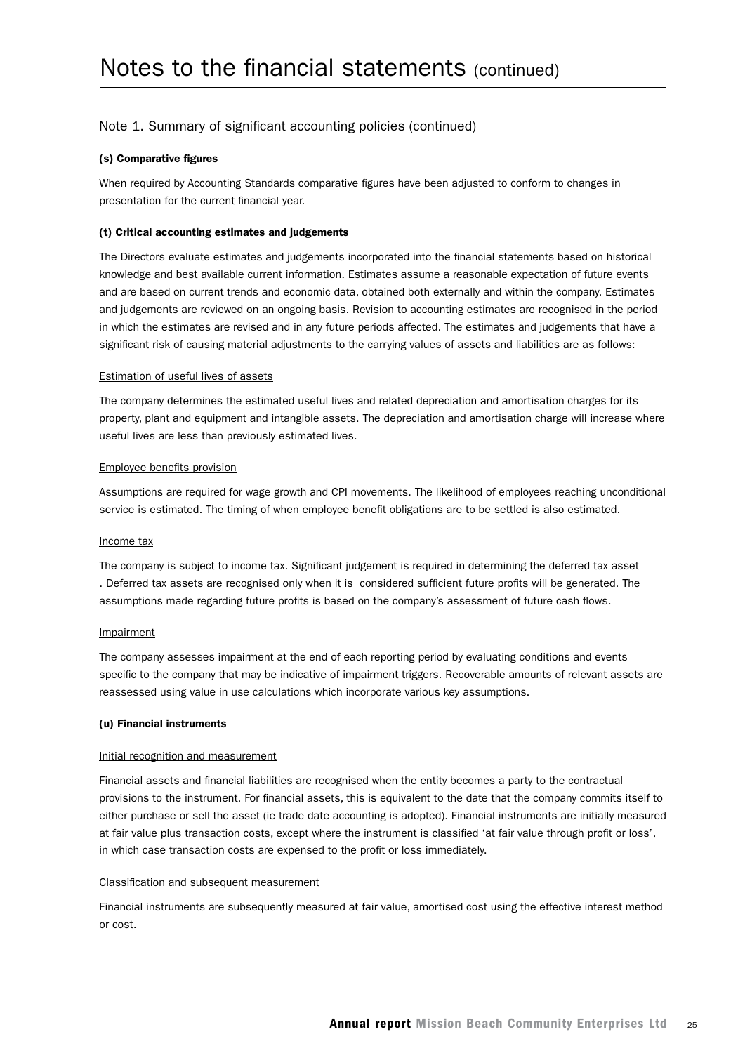# Notes to the financial statements (continued)

## Note 1. Summary of significant accounting policies (continued)

### (s) Comparative figures

When required by Accounting Standards comparative figures have been adjusted to conform to changes in presentation for the current financial year.

### (t) Critical accounting estimates and judgements

The Directors evaluate estimates and judgements incorporated into the financial statements based on historical knowledge and best available current information. Estimates assume a reasonable expectation of future events and are based on current trends and economic data, obtained both externally and within the company. Estimates and judgements are reviewed on an ongoing basis. Revision to accounting estimates are recognised in the period in which the estimates are revised and in any future periods affected. The estimates and judgements that have a significant risk of causing material adjustments to the carrying values of assets and liabilities are as follows:

Estimation of useful lives of assets

The company determines the estimated useful lives and related depreciation and amortisation charges for its property, plant and equipment and intangible assets. The depreciation and amortisation charge will increase where useful lives are less than previously estimated lives.

Employee benefits provision

Assumptions are required for wage growth and CPI movements. The likelihood of employees reaching unconditional service is estimated. The timing of when employee benefit obligations are to be settled is also estimated.

Income tax

The company is subject to income tax. Significant judgement is required in determining the deferred tax asset . Deferred tax assets are recognised only when it is considered sufficient future profits will be generated. The assumptions made regarding future profits is based on the company's assessment of future cash flows.

Impairment

The company assesses impairment at the end of each reporting period by evaluating conditions and events specific to the company that may be indicative of impairment triggers. Recoverable amounts of relevant assets are reassessed using value in use calculations which incorporate various key assumptions.

### (u) Financial instruments

Initial recognition and measurement

Financial assets and financial liabilities are recognised when the entity becomes a party to the contractual provisions to the instrument. For financial assets, this is equivalent to the date that the company commits itself to either purchase or sell the asset (ie trade date accounting is adopted). Financial instruments are initially measured at fair value plus transaction costs, except where the instrument is classified 'at fair value through profit or loss', in which case transaction costs are expensed to the profit or loss immediately.

Classification and subsequent measurement

Financial instruments are subsequently measured at fair value, amortised cost using the effective interest method or cost.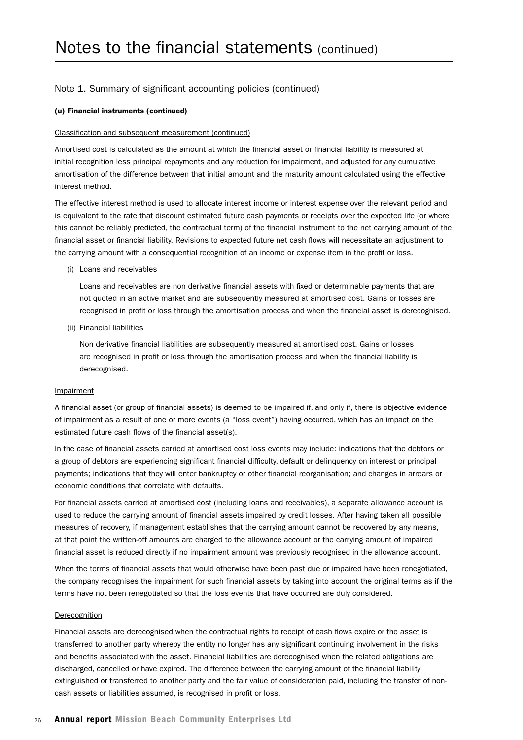# Notes to the financial statements (continued)

## Note 1. Summary of significant accounting policies (continued)

### (u) Financial instruments (continued)

Classification and subsequent measurement (continued)

Amortised cost is calculated as the amount at which the financial asset or financial liability is measured at initial recognition less principal repayments and any reduction for impairment, and adjusted for any cumulative amortisation of the difference between that initial amount and the maturity amount calculated using the effective interest method.

The effective interest method is used to allocate interest income or interest expense over the relevant period and is equivalent to the rate that discount estimated future cash payments or receipts over the expected life (or where this cannot be reliably predicted, the contractual term) of the financial instrument to the net carrying amount of the financial asset or financial liability. Revisions to expected future net cash flows will necessitate an adjustment to the carrying amount with a consequential recognition of an income or expense item in the profit or loss.

(i) Loans and receivables

Loans and receivables are non derivative financial assets with fixed or determinable payments that are not quoted in an active market and are subsequently measured at amortised cost. Gains or losses are recognised in profit or loss through the amortisation process and when the financial asset is derecognised.

(ii) Financial liabilities

Non derivative financial liabilities are subsequently measured at amortised cost. Gains or losses are recognised in profit or loss through the amortisation process and when the financial liability is derecognised.

Impairment

A financial asset (or group of financial assets) is deemed to be impaired if, and only if, there is objective evidence of impairment as a result of one or more events (a "loss event") having occurred, which has an impact on the estimated future cash flows of the financial asset(s).

In the case of financial assets carried at amortised cost loss events may include: indications that the debtors or a group of debtors are experiencing significant financial difficulty, default or delinquency on interest or principal payments; indications that they will enter bankruptcy or other financial reorganisation; and changes in arrears or economic conditions that correlate with defaults.

For financial assets carried at amortised cost (including loans and receivables), a separate allowance account is used to reduce the carrying amount of financial assets impaired by credit losses. After having taken all possible measures of recovery, if management establishes that the carrying amount cannot be recovered by any means, at that point the written-off amounts are charged to the allowance account or the carrying amount of impaired financial asset is reduced directly if no impairment amount was previously recognised in the allowance account.

When the terms of financial assets that would otherwise have been past due or impaired have been renegotiated, the company recognises the impairment for such financial assets by taking into account the original terms as if the terms have not been renegotiated so that the loss events that have occurred are duly considered.

Derecognition

Financial assets are derecognised when the contractual rights to receipt of cash flows expire or the asset is transferred to another party whereby the entity no longer has any significant continuing involvement in the risks and benefits associated with the asset. Financial liabilities are derecognised when the related obligations are discharged, cancelled or have expired. The difference between the carrying amount of the financial liability extinguished or transferred to another party and the fair value of consideration paid, including the transfer of non-cash assets or liabilities assumed, is recognised in profit or loss.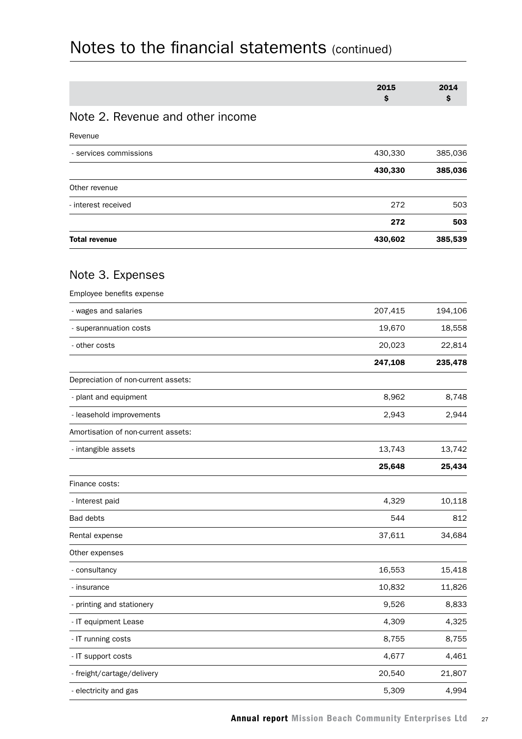# Notes to the financial statements (continued)

| | 2015<br>$ | 2014<br>$ |
|---|---|---|
| **Note 2. Revenue and other income** | | |
| Revenue | | |
| - services commissions | 430,330 | 385,036 |
| | **430,330** | **385,036** |
| Other revenue | | |
| - interest received | 272 | 503 |
| | **272** | **503** |
| **Total revenue** | **430,602** | **385,539** |
| **Note 3. Expenses** | | |
| Employee benefits expense | | |
| - wages and salaries | 207,415 | 194,106 |
| - superannuation costs | 19,670 | 18,558 |
| - other costs | 20,023 | 22,814 |
| | **247,108** | **235,478** |
| Depreciation of non-current assets: | | |
| - plant and equipment | 8,962 | 8,748 |
| - leasehold improvements | 2,943 | 2,944 |
| Amortisation of non-current assets: | | |
| - intangible assets | 13,743 | 13,742 |
| | **25,648** | **25,434** |
| Finance costs: | | |
| - Interest paid | 4,329 | 10,118 |
| Bad debts | 544 | 812 |
| Rental expense | 37,611 | 34,684 |
| Other expenses | | |
| - consultancy | 16,553 | 15,418 |
| - insurance | 10,832 | 11,826 |
| - printing and stationery | 9,526 | 8,833 |
| - IT equipment Lease | 4,309 | 4,325 |
| - IT running costs | 8,755 | 8,755 |
| - IT support costs | 4,677 | 4,461 |
| - freight/cartage/delivery | 20,540 | 21,807 |
| - electricity and gas | 5,309 | 4,994 |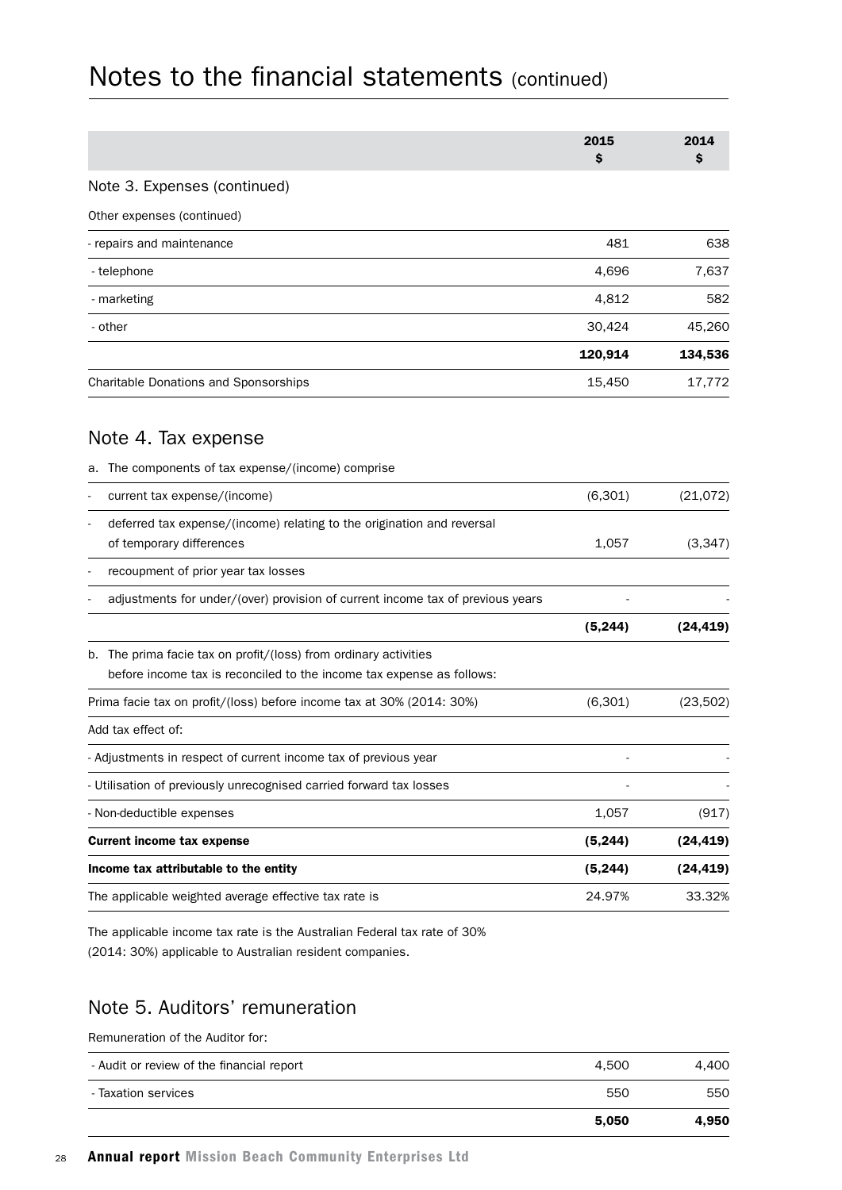# Notes to the financial statements (continued)

| | 2015 $ | 2014 $ |
|---|---|---|
| **Note 3. Expenses (continued)** | | |
| Other expenses (continued) | | |
| - repairs and maintenance | 481 | 638 |
| - telephone | 4,696 | 7,637 |
| - marketing | 4,812 | 582 |
| - other | 30,424 | 45,260 |
| | **120,914** | **134,536** |
| Charitable Donations and Sponsorships | 15,450 | 17,772 |

## Note 4. Tax expense

| | 2015 $ | 2014 $ |
|---|---|---|
| a. The components of tax expense/(income) comprise | | |
| - current tax expense/(income) | (6,301) | (21,072) |
| - deferred tax expense/(income) relating to the origination and reversal of temporary differences | 1,057 | (3,347) |
| - recoupment of prior year tax losses | | |
| - adjustments for under/(over) provision of current income tax of previous years | - | - |
| | **(5,244)** | **(24,419)** |
| b. The prima facie tax on profit/(loss) from ordinary activities before income tax is reconciled to the income tax expense as follows: | | |
| Prima facie tax on profit/(loss) before income tax at 30% (2014: 30%) | (6,301) | (23,502) |
| Add tax effect of: | | |
| - Adjustments in respect of current income tax of previous year | - | - |
| - Utilisation of previously unrecognised carried forward tax losses | - | - |
| - Non-deductible expenses | 1,057 | (917) |
| **Current income tax expense** | **(5,244)** | **(24,419)** |
| **Income tax attributable to the entity** | **(5,244)** | **(24,419)** |
| The applicable weighted average effective tax rate is | 24.97% | 33.32% |

The applicable income tax rate is the Australian Federal tax rate of 30% (2014: 30%) applicable to Australian resident companies.

## Note 5. Auditors' remuneration

| | 2015 $ | 2014 $ |
|---|---|---|
| Remuneration of the Auditor for: | | |
| - Audit or review of the financial report | 4,500 | 4,400 |
| - Taxation services | 550 | 550 |
| | **5,050** | **4,950** |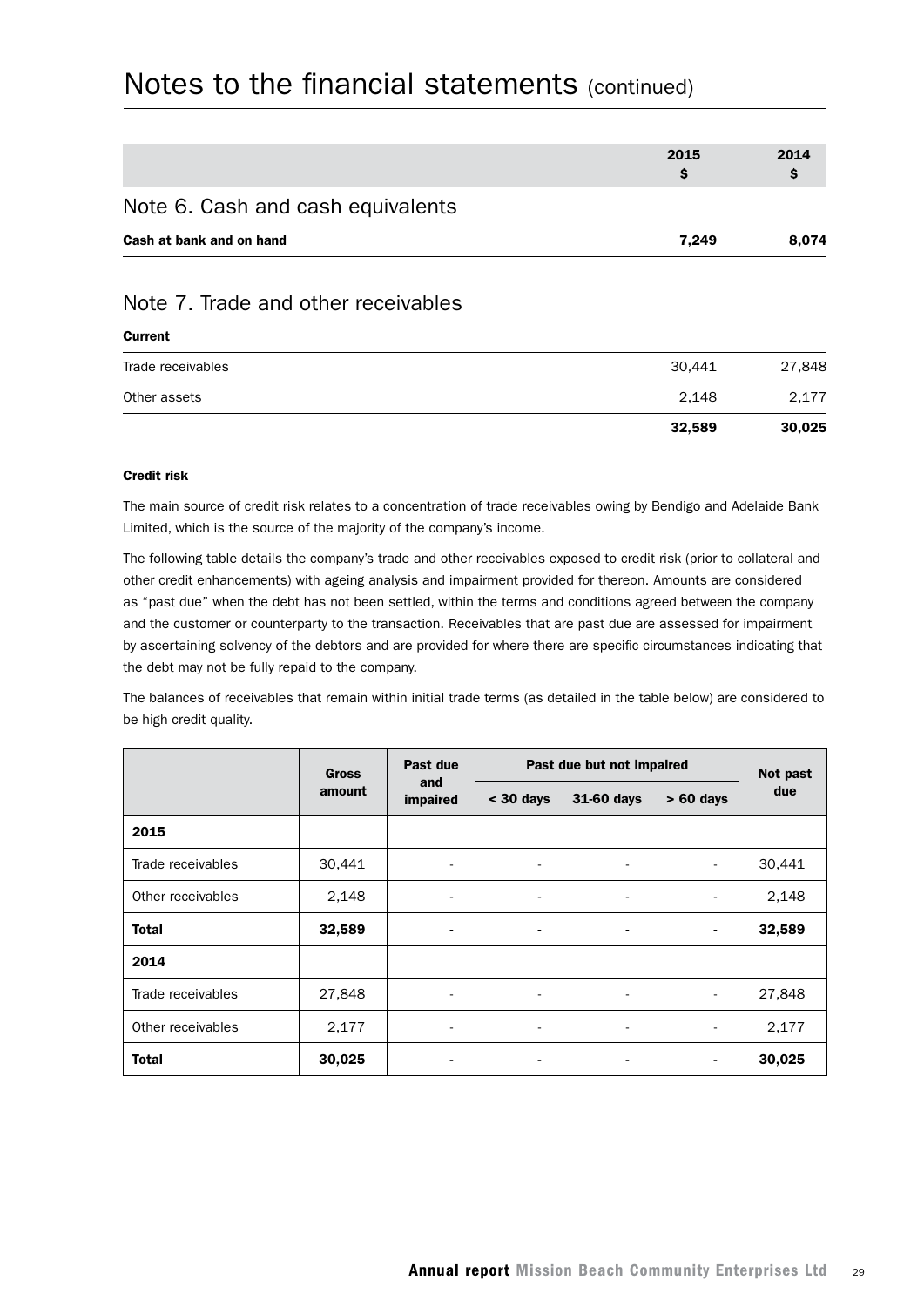# Notes to the financial statements (continued)

| | 2015 $ | 2014 $ |
|---|---|---|

## Note 6. Cash and cash equivalents

| | 2015 $ | 2014 $ |
|---|---|---|
| **Cash at bank and on hand** | **7,249** | **8,074** |

## Note 7. Trade and other receivables

**Current**

| | 2015 $ | 2014 $ |
|---|---|---|
| Trade receivables | 30,441 | 27,848 |
| Other assets | 2,148 | 2,177 |
| | **32,589** | **30,025** |

**Credit risk**

The main source of credit risk relates to a concentration of trade receivables owing by Bendigo and Adelaide Bank Limited, which is the source of the majority of the company's income.

The following table details the company's trade and other receivables exposed to credit risk (prior to collateral and other credit enhancements) with ageing analysis and impairment provided for thereon. Amounts are considered as "past due" when the debt has not been settled, within the terms and conditions agreed between the company and the customer or counterparty to the transaction. Receivables that are past due are assessed for impairment by ascertaining solvency of the debtors and are provided for where there are specific circumstances indicating that the debt may not be fully repaid to the company.

The balances of receivables that remain within initial trade terms (as detailed in the table below) are considered to be high credit quality.

| | Gross amount | Past due and impaired | Past due but not impaired | | | Not past due |
|---|---|---|---|---|---|---|
| | | | < 30 days | 31-60 days | > 60 days | |
| **2015** | | | | | | |
| Trade receivables | 30,441 | - | - | - | - | 30,441 |
| Other receivables | 2,148 | - | - | - | - | 2,148 |
| **Total** | **32,589** | **-** | **-** | **-** | **-** | **32,589** |
| **2014** | | | | | | |
| Trade receivables | 27,848 | - | - | - | - | 27,848 |
| Other receivables | 2,177 | - | - | - | - | 2,177 |
| **Total** | **30,025** | **-** | **-** | **-** | **-** | **30,025** |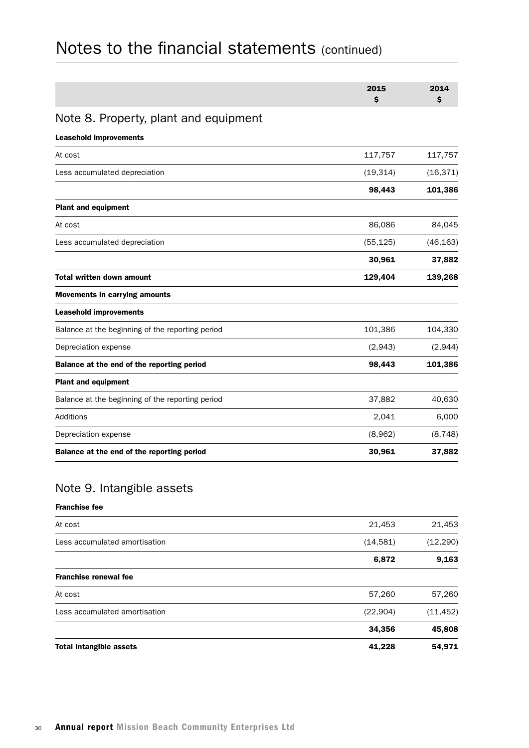# Notes to the financial statements (continued)

| | 2015 $ | 2014 $ |
|---|---|---|

## Note 8. Property, plant and equipment

| | 2015 $ | 2014 $ |
|---|---|---|
| **Leasehold improvements** | | |
| At cost | 117,757 | 117,757 |
| Less accumulated depreciation | (19,314) | (16,371) |
| | **98,443** | **101,386** |
| **Plant and equipment** | | |
| At cost | 86,086 | 84,045 |
| Less accumulated depreciation | (55,125) | (46,163) |
| | **30,961** | **37,882** |
| **Total written down amount** | **129,404** | **139,268** |
| **Movements in carrying amounts** | | |
| **Leasehold improvements** | | |
| Balance at the beginning of the reporting period | 101,386 | 104,330 |
| Depreciation expense | (2,943) | (2,944) |
| **Balance at the end of the reporting period** | **98,443** | **101,386** |
| **Plant and equipment** | | |
| Balance at the beginning of the reporting period | 37,882 | 40,630 |
| Additions | 2,041 | 6,000 |
| Depreciation expense | (8,962) | (8,748) |
| **Balance at the end of the reporting period** | **30,961** | **37,882** |

## Note 9. Intangible assets

| | 2015 $ | 2014 $ |
|---|---|---|
| **Franchise fee** | | |
| At cost | 21,453 | 21,453 |
| Less accumulated amortisation | (14,581) | (12,290) |
| | **6,872** | **9,163** |
| **Franchise renewal fee** | | |
| At cost | 57,260 | 57,260 |
| Less accumulated amortisation | (22,904) | (11,452) |
| | **34,356** | **45,808** |
| **Total Intangible assets** | **41,228** | **54,971** |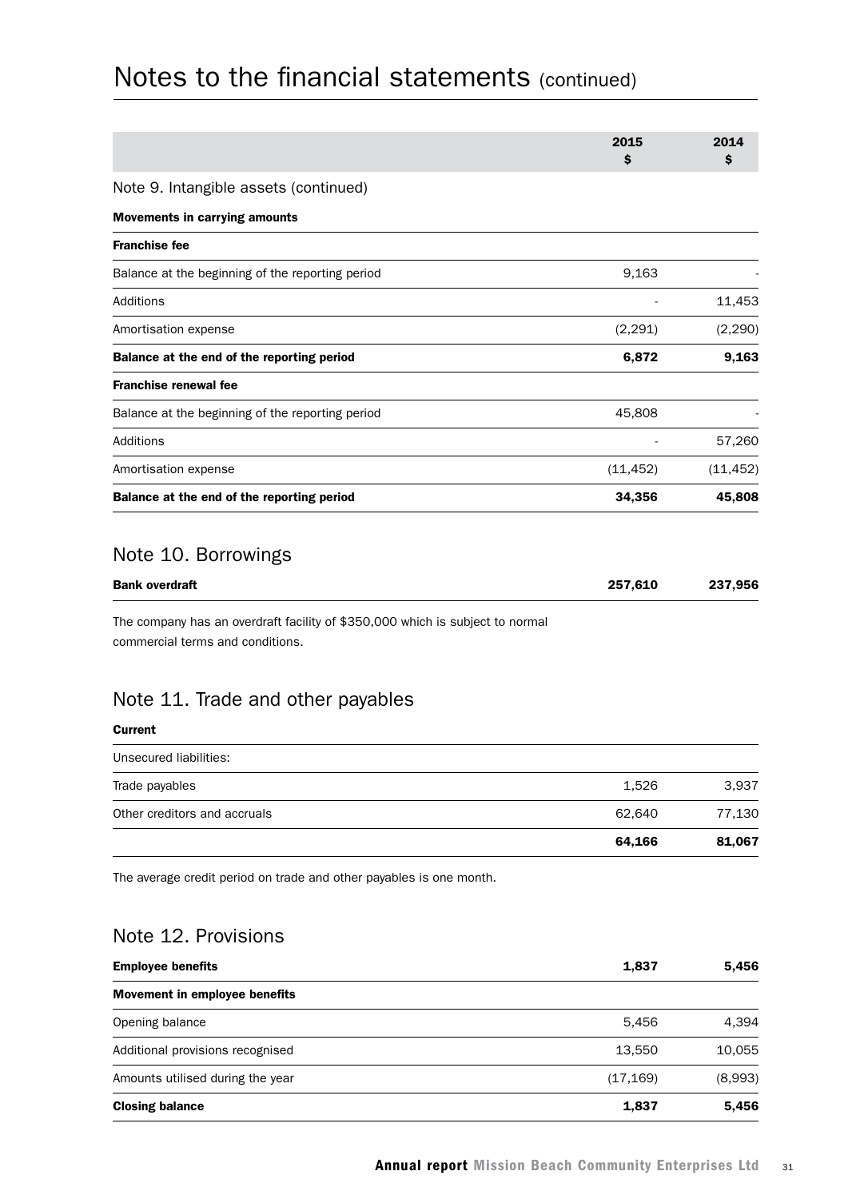# Notes to the financial statements (continued)

| | 2015 $ | 2014 $ |
|---|---|---|
| **Note 9. Intangible assets (continued)** | | |
| **Movements in carrying amounts** | | |
| **Franchise fee** | | |
| Balance at the beginning of the reporting period | 9,163 | - |
| Additions | - | 11,453 |
| Amortisation expense | (2,291) | (2,290) |
| **Balance at the end of the reporting period** | **6,872** | **9,163** |
| **Franchise renewal fee** | | |
| Balance at the beginning of the reporting period | 45,808 | - |
| Additions | - | 57,260 |
| Amortisation expense | (11,452) | (11,452) |
| **Balance at the end of the reporting period** | **34,356** | **45,808** |

## Note 10. Borrowings

| | 2015 $ | 2014 $ |
|---|---|---|
| **Bank overdraft** | **257,610** | **237,956** |

The company has an overdraft facility of $350,000 which is subject to normal commercial terms and conditions.

## Note 11. Trade and other payables

| | 2015 $ | 2014 $ |
|---|---|---|
| **Current** | | |
| Unsecured liabilities: | | |
| Trade payables | 1,526 | 3,937 |
| Other creditors and accruals | 62,640 | 77,130 |
| | **64,166** | **81,067** |

The average credit period on trade and other payables is one month.

## Note 12. Provisions

| | 2015 $ | 2014 $ |
|---|---|---|
| **Employee benefits** | **1,837** | **5,456** |
| **Movement in employee benefits** | | |
| Opening balance | 5,456 | 4,394 |
| Additional provisions recognised | 13,550 | 10,055 |
| Amounts utilised during the year | (17,169) | (8,993) |
| **Closing balance** | **1,837** | **5,456** |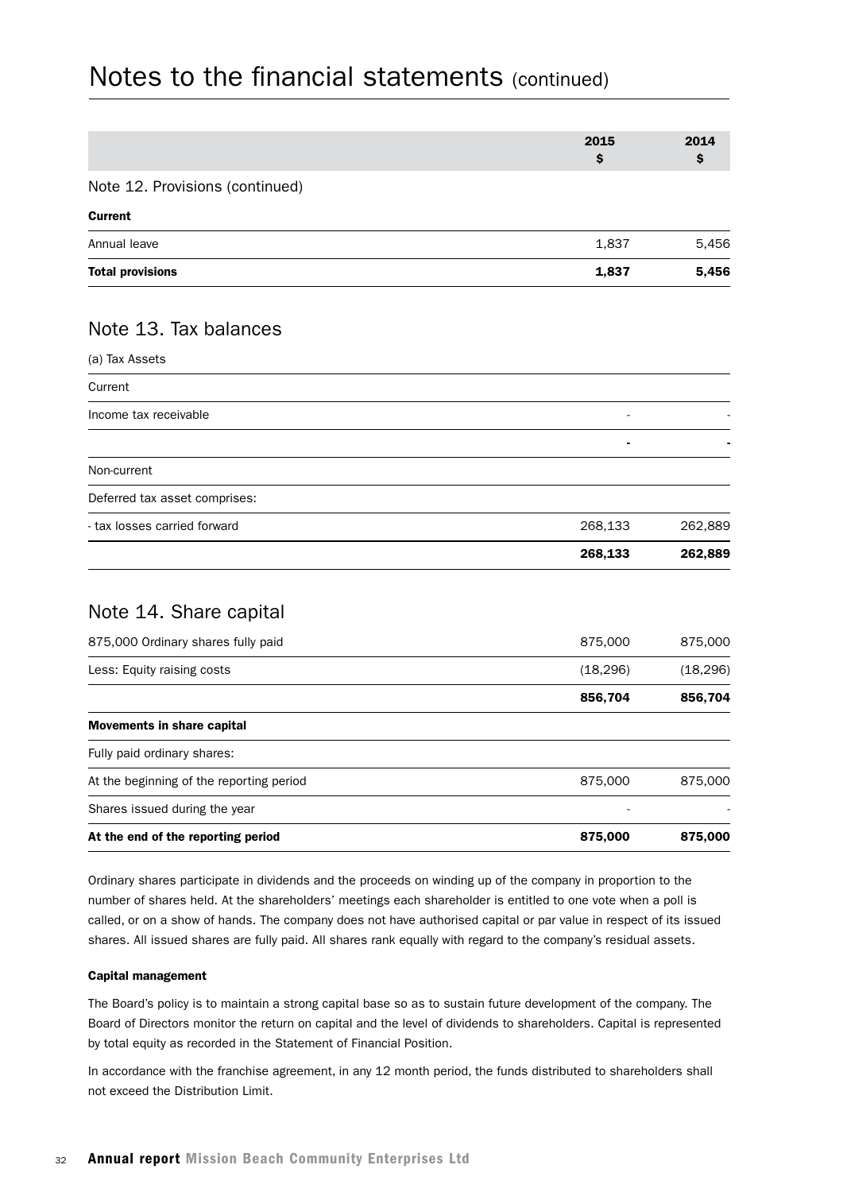# Notes to the financial statements (continued)

| | 2015 $ | 2014 $ |
|---|---|---|
| **Note 12. Provisions (continued)** | | |
| **Current** | | |
| Annual leave | 1,837 | 5,456 |
| **Total provisions** | **1,837** | **5,456** |

## Note 13. Tax balances

| | 2015 $ | 2014 $ |
|---|---|---|
| (a) Tax Assets | | |
| Current | | |
| Income tax receivable | - | - |
| | **-** | **-** |
| Non-current | | |
| Deferred tax asset comprises: | | |
| - tax losses carried forward | 268,133 | 262,889 |
| | **268,133** | **262,889** |

## Note 14. Share capital

| | 2015 $ | 2014 $ |
|---|---|---|
| 875,000 Ordinary shares fully paid | 875,000 | 875,000 |
| Less: Equity raising costs | (18,296) | (18,296) |
| | **856,704** | **856,704** |
| **Movements in share capital** | | |
| Fully paid ordinary shares: | | |
| At the beginning of the reporting period | 875,000 | 875,000 |
| Shares issued during the year | - | - |
| **At the end of the reporting period** | **875,000** | **875,000** |

Ordinary shares participate in dividends and the proceeds on winding up of the company in proportion to the number of shares held. At the shareholders' meetings each shareholder is entitled to one vote when a poll is called, or on a show of hands. The company does not have authorised capital or par value in respect of its issued shares. All issued shares are fully paid. All shares rank equally with regard to the company's residual assets.

**Capital management**

The Board's policy is to maintain a strong capital base so as to sustain future development of the company. The Board of Directors monitor the return on capital and the level of dividends to shareholders. Capital is represented by total equity as recorded in the Statement of Financial Position.

In accordance with the franchise agreement, in any 12 month period, the funds distributed to shareholders shall not exceed the Distribution Limit.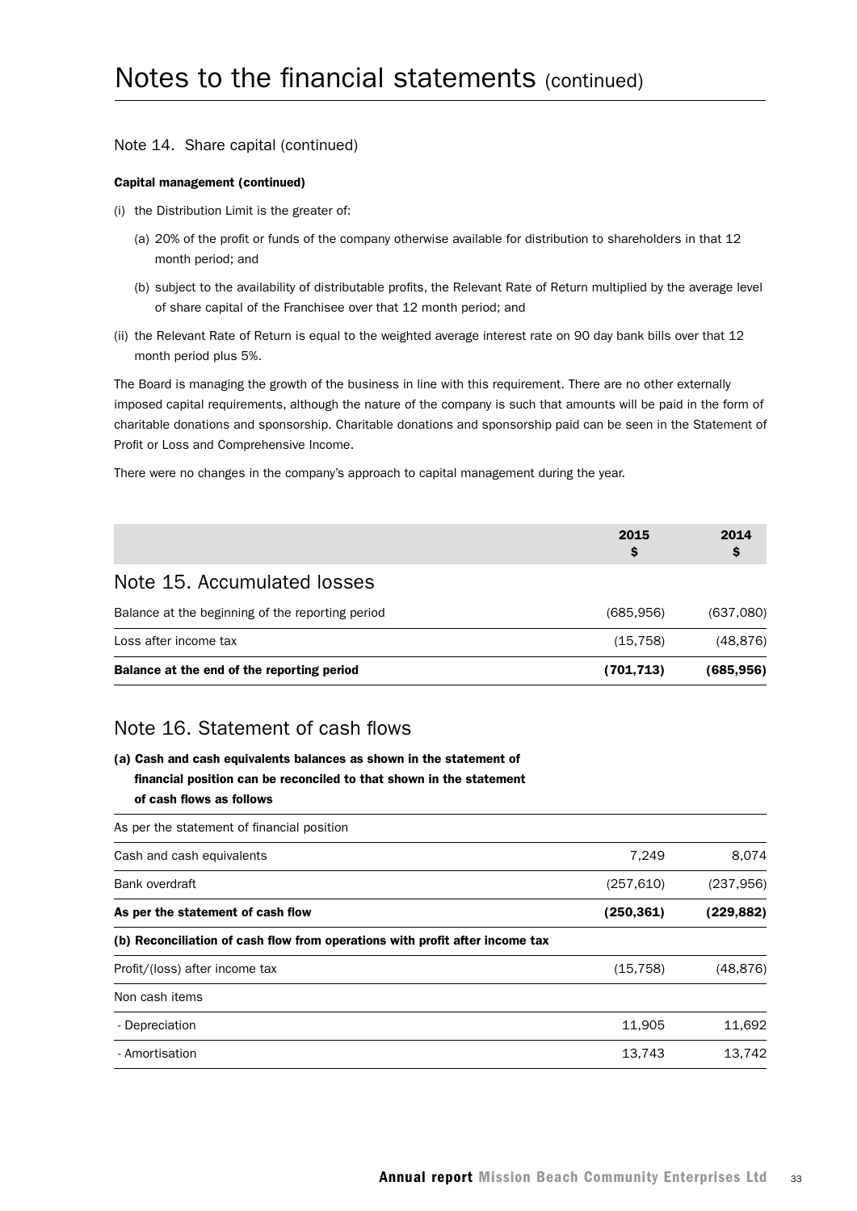# Notes to the financial statements (continued)

## Note 14. Share capital (continued)

**Capital management (continued)**

(i) the Distribution Limit is the greater of:

  (a) 20% of the profit or funds of the company otherwise available for distribution to shareholders in that 12 month period; and

  (b) subject to the availability of distributable profits, the Relevant Rate of Return multiplied by the average level of share capital of the Franchisee over that 12 month period; and

(ii) the Relevant Rate of Return is equal to the weighted average interest rate on 90 day bank bills over that 12 month period plus 5%.

The Board is managing the growth of the business in line with this requirement. There are no other externally imposed capital requirements, although the nature of the company is such that amounts will be paid in the form of charitable donations and sponsorship. Charitable donations and sponsorship paid can be seen in the Statement of Profit or Loss and Comprehensive Income.

There were no changes in the company's approach to capital management during the year.

| | 2015 $ | 2014 $ |
|---|---|---|
| **Note 15. Accumulated losses** | | |
| Balance at the beginning of the reporting period | (685,956) | (637,080) |
| Loss after income tax | (15,758) | (48,876) |
| **Balance at the end of the reporting period** | **(701,713)** | **(685,956)** |

## Note 16. Statement of cash flows

| | 2015 $ | 2014 $ |
|---|---|---|
| **(a) Cash and cash equivalents balances as shown in the statement of financial position can be reconciled to that shown in the statement of cash flows as follows** | | |
| As per the statement of financial position | | |
| Cash and cash equivalents | 7,249 | 8,074 |
| Bank overdraft | (257,610) | (237,956) |
| **As per the statement of cash flow** | **(250,361)** | **(229,882)** |
| **(b) Reconciliation of cash flow from operations with profit after income tax** | | |
| Profit/(loss) after income tax | (15,758) | (48,876) |
| Non cash items | | |
| - Depreciation | 11,905 | 11,692 |
| - Amortisation | 13,743 | 13,742 |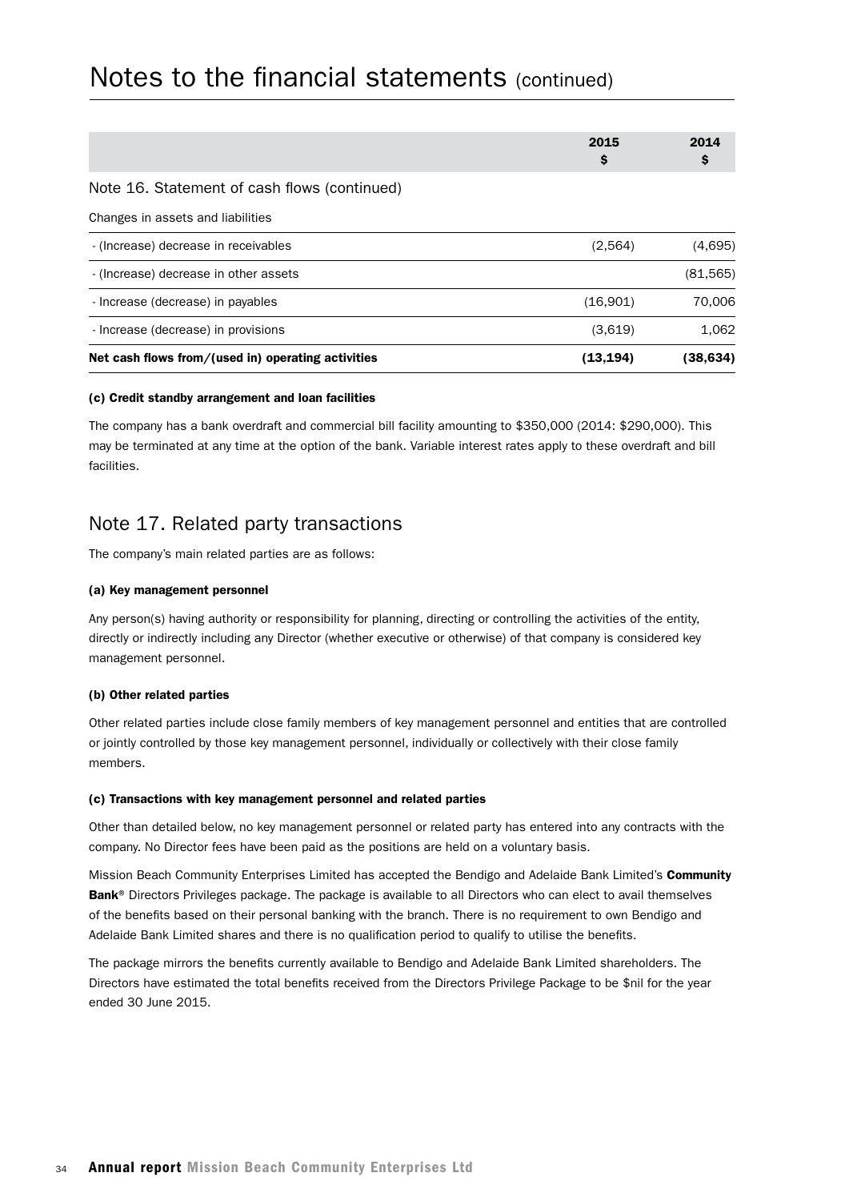# Notes to the financial statements (continued)

| | 2015 $ | 2014 $ |
|---|---|---|
| **Note 16. Statement of cash flows (continued)** | | |
| Changes in assets and liabilities | | |
| - (Increase) decrease in receivables | (2,564) | (4,695) |
| - (Increase) decrease in other assets | | (81,565) |
| - Increase (decrease) in payables | (16,901) | 70,006 |
| - Increase (decrease) in provisions | (3,619) | 1,062 |
| **Net cash flows from/(used in) operating activities** | **(13,194)** | **(38,634)** |

#### (c) Credit standby arrangement and loan facilities

The company has a bank overdraft and commercial bill facility amounting to $350,000 (2014: $290,000). This may be terminated at any time at the option of the bank. Variable interest rates apply to these overdraft and bill facilities.

## Note 17. Related party transactions

The company's main related parties are as follows:

#### (a) Key management personnel

Any person(s) having authority or responsibility for planning, directing or controlling the activities of the entity, directly or indirectly including any Director (whether executive or otherwise) of that company is considered key management personnel.

#### (b) Other related parties

Other related parties include close family members of key management personnel and entities that are controlled or jointly controlled by those key management personnel, individually or collectively with their close family members.

#### (c) Transactions with key management personnel and related parties

Other than detailed below, no key management personnel or related party has entered into any contracts with the company. No Director fees have been paid as the positions are held on a voluntary basis.

Mission Beach Community Enterprises Limited has accepted the Bendigo and Adelaide Bank Limited's **Community Bank**® Directors Privileges package. The package is available to all Directors who can elect to avail themselves of the benefits based on their personal banking with the branch. There is no requirement to own Bendigo and Adelaide Bank Limited shares and there is no qualification period to qualify to utilise the benefits.

The package mirrors the benefits currently available to Bendigo and Adelaide Bank Limited shareholders. The Directors have estimated the total benefits received from the Directors Privilege Package to be $nil for the year ended 30 June 2015.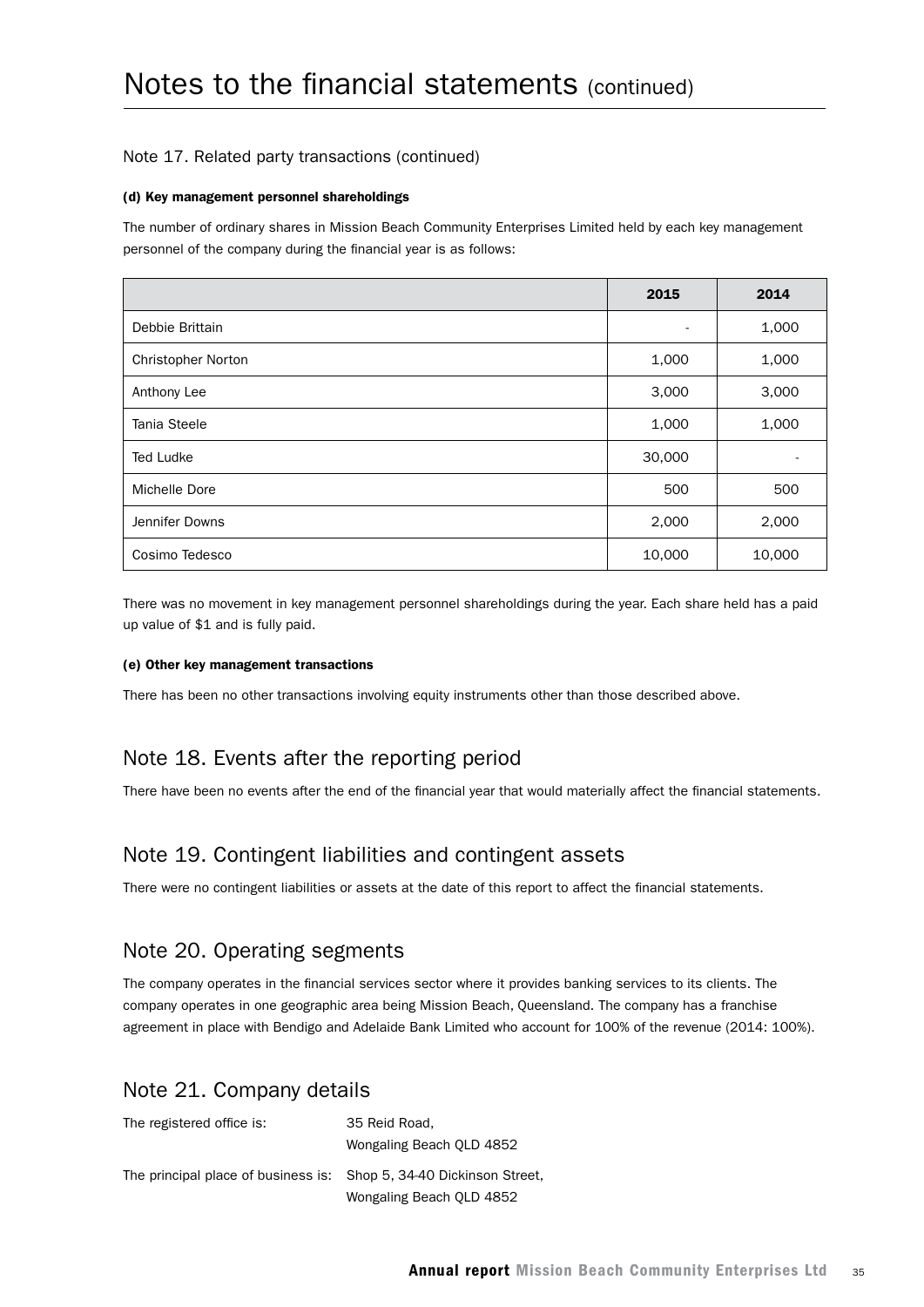# Notes to the financial statements (continued)

## Note 17. Related party transactions (continued)

#### (d) Key management personnel shareholdings

The number of ordinary shares in Mission Beach Community Enterprises Limited held by each key management personnel of the company during the financial year is as follows:

| | 2015 | 2014 |
|---|---|---|
| Debbie Brittain | - | 1,000 |
| Christopher Norton | 1,000 | 1,000 |
| Anthony Lee | 3,000 | 3,000 |
| Tania Steele | 1,000 | 1,000 |
| Ted Ludke | 30,000 | - |
| Michelle Dore | 500 | 500 |
| Jennifer Downs | 2,000 | 2,000 |
| Cosimo Tedesco | 10,000 | 10,000 |

There was no movement in key management personnel shareholdings during the year. Each share held has a paid up value of $1 and is fully paid.

#### (e) Other key management transactions

There has been no other transactions involving equity instruments other than those described above.

## Note 18. Events after the reporting period

There have been no events after the end of the financial year that would materially affect the financial statements.

## Note 19. Contingent liabilities and contingent assets

There were no contingent liabilities or assets at the date of this report to affect the financial statements.

## Note 20. Operating segments

The company operates in the financial services sector where it provides banking services to its clients. The company operates in one geographic area being Mission Beach, Queensland. The company has a franchise agreement in place with Bendigo and Adelaide Bank Limited who account for 100% of the revenue (2014: 100%).

## Note 21. Company details

The registered office is: 35 Reid Road,
Wongaling Beach QLD 4852

The principal place of business is: Shop 5, 34-40 Dickinson Street,
Wongaling Beach QLD 4852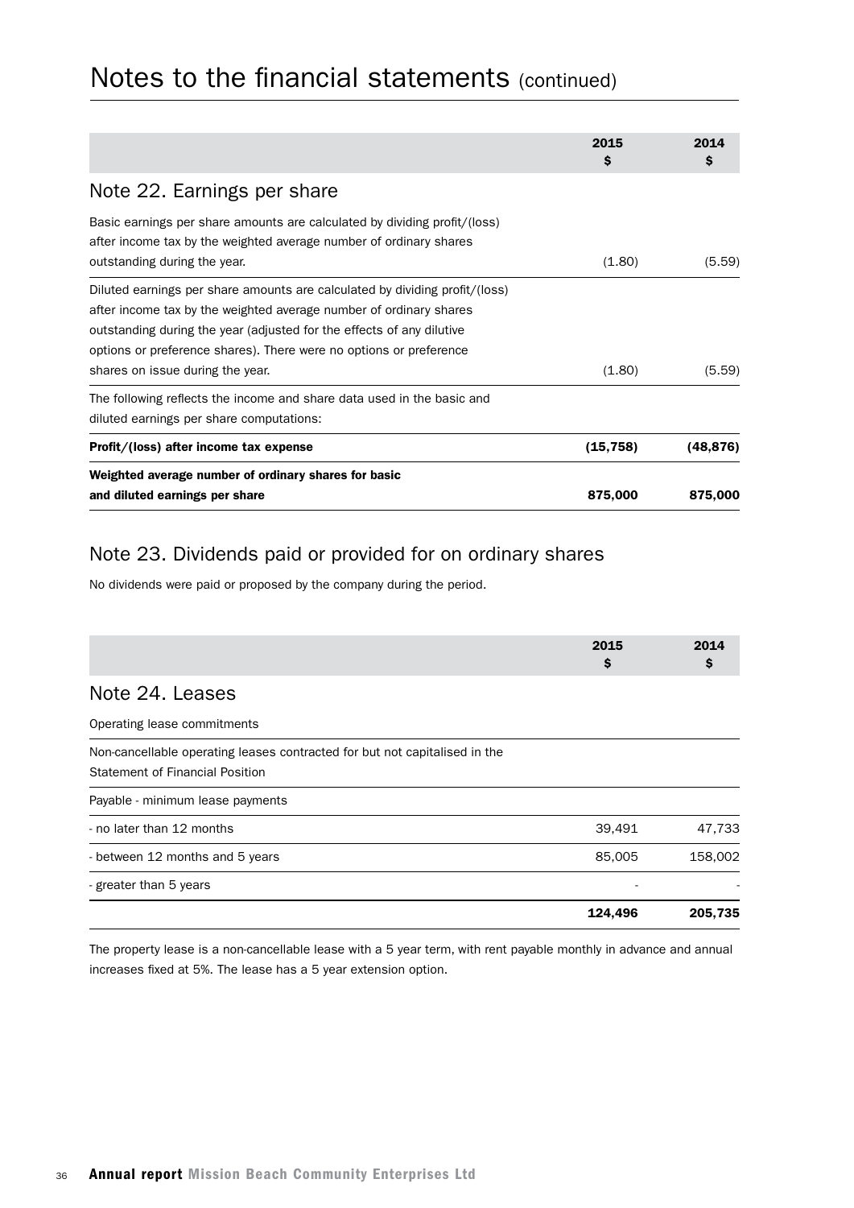# Notes to the financial statements (continued)

| | 2015 $ | 2014 $ |
|---|---|---|
| **Note 22. Earnings per share** | | |
| Basic earnings per share amounts are calculated by dividing profit/(loss) after income tax by the weighted average number of ordinary shares outstanding during the year. | (1.80) | (5.59) |
| Diluted earnings per share amounts are calculated by dividing profit/(loss) after income tax by the weighted average number of ordinary shares outstanding during the year (adjusted for the effects of any dilutive options or preference shares). There were no options or preference shares on issue during the year. | (1.80) | (5.59) |
| The following reflects the income and share data used in the basic and diluted earnings per share computations: | | |
| **Profit/(loss) after income tax expense** | **(15,758)** | **(48,876)** |
| **Weighted average number of ordinary shares for basic and diluted earnings per share** | **875,000** | **875,000** |

## Note 23. Dividends paid or provided for on ordinary shares

No dividends were paid or proposed by the company during the period.

| | 2015 $ | 2014 $ |
|---|---|---|
| **Note 24. Leases** | | |
| Operating lease commitments | | |
| Non-cancellable operating leases contracted for but not capitalised in the Statement of Financial Position | | |
| Payable - minimum lease payments | | |
| - no later than 12 months | 39,491 | 47,733 |
| - between 12 months and 5 years | 85,005 | 158,002 |
| - greater than 5 years | - | - |
| | **124,496** | **205,735** |

The property lease is a non-cancellable lease with a 5 year term, with rent payable monthly in advance and annual increases fixed at 5%. The lease has a 5 year extension option.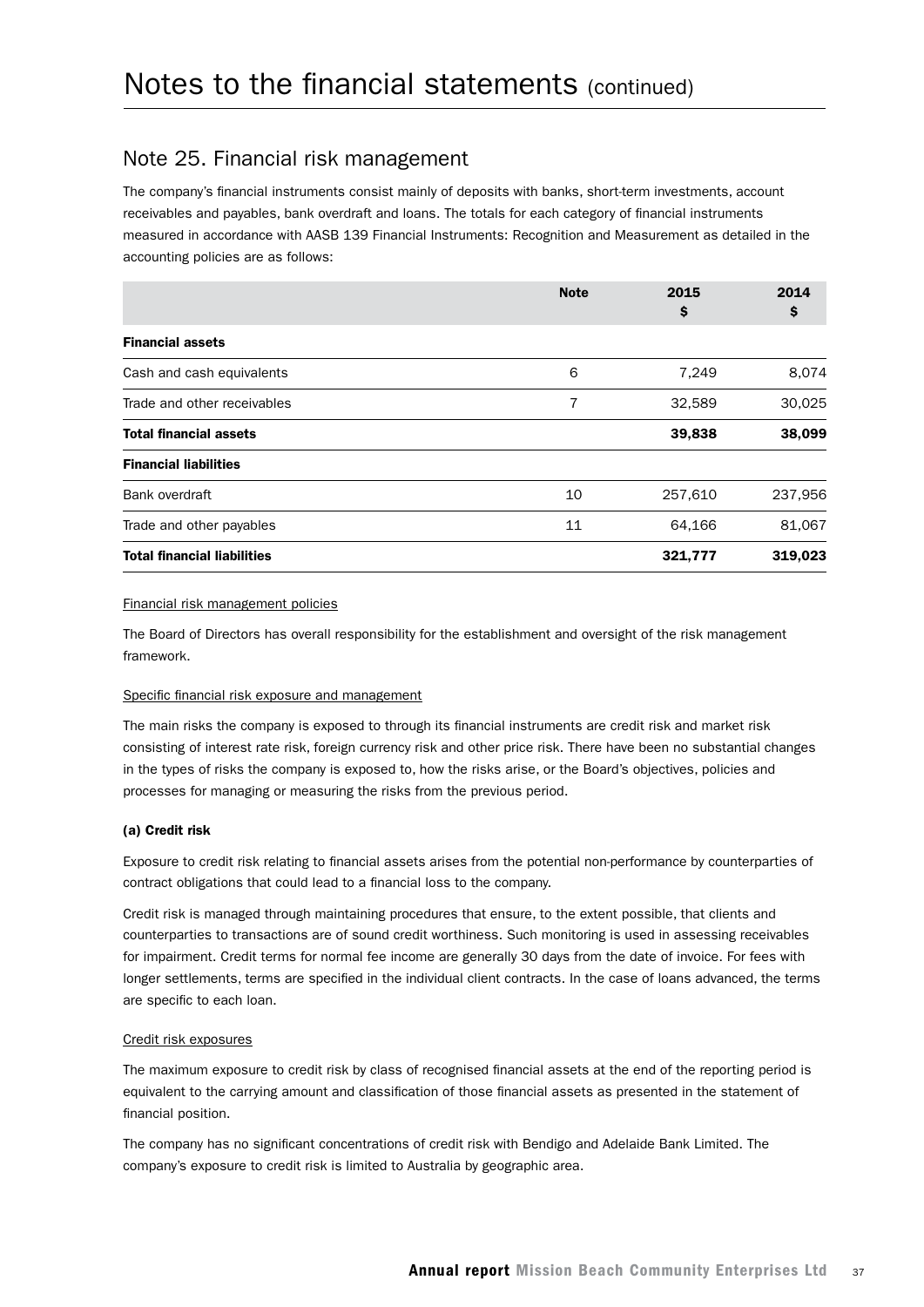# Notes to the financial statements (continued)

## Note 25. Financial risk management

The company's financial instruments consist mainly of deposits with banks, short-term investments, account receivables and payables, bank overdraft and loans. The totals for each category of financial instruments measured in accordance with AASB 139 Financial Instruments: Recognition and Measurement as detailed in the accounting policies are as follows:

| | Note | 2015 $ | 2014 $ |
|---|---|---|---|
| **Financial assets** | | | |
| Cash and cash equivalents | 6 | 7,249 | 8,074 |
| Trade and other receivables | 7 | 32,589 | 30,025 |
| **Total financial assets** | | **39,838** | **38,099** |
| **Financial liabilities** | | | |
| Bank overdraft | 10 | 257,610 | 237,956 |
| Trade and other payables | 11 | 64,166 | 81,067 |
| **Total financial liabilities** | | **321,777** | **319,023** |

Financial risk management policies

The Board of Directors has overall responsibility for the establishment and oversight of the risk management framework.

Specific financial risk exposure and management

The main risks the company is exposed to through its financial instruments are credit risk and market risk consisting of interest rate risk, foreign currency risk and other price risk. There have been no substantial changes in the types of risks the company is exposed to, how the risks arise, or the Board's objectives, policies and processes for managing or measuring the risks from the previous period.

**(a) Credit risk**

Exposure to credit risk relating to financial assets arises from the potential non-performance by counterparties of contract obligations that could lead to a financial loss to the company.

Credit risk is managed through maintaining procedures that ensure, to the extent possible, that clients and counterparties to transactions are of sound credit worthiness. Such monitoring is used in assessing receivables for impairment. Credit terms for normal fee income are generally 30 days from the date of invoice. For fees with longer settlements, terms are specified in the individual client contracts. In the case of loans advanced, the terms are specific to each loan.

Credit risk exposures

The maximum exposure to credit risk by class of recognised financial assets at the end of the reporting period is equivalent to the carrying amount and classification of those financial assets as presented in the statement of financial position.

The company has no significant concentrations of credit risk with Bendigo and Adelaide Bank Limited. The company's exposure to credit risk is limited to Australia by geographic area.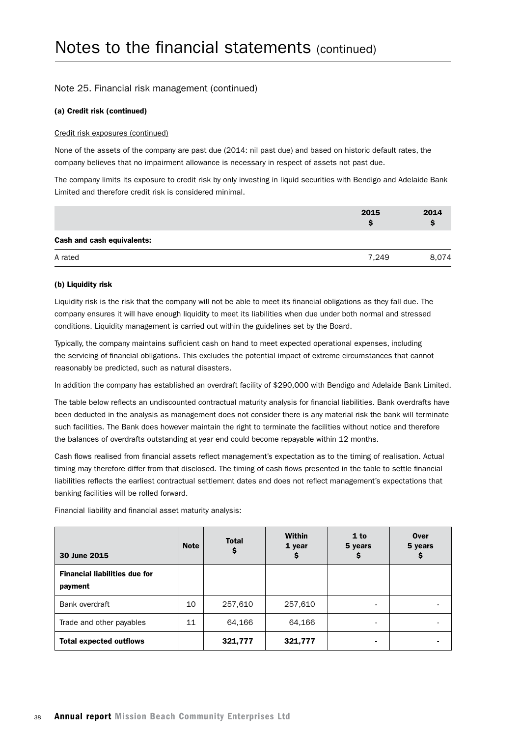# Notes to the financial statements (continued)

## Note 25. Financial risk management (continued)

### (a) Credit risk (continued)

Credit risk exposures (continued)

None of the assets of the company are past due (2014: nil past due) and based on historic default rates, the company believes that no impairment allowance is necessary in respect of assets not past due.

The company limits its exposure to credit risk by only investing in liquid securities with Bendigo and Adelaide Bank Limited and therefore credit risk is considered minimal.

| | 2015 $ | 2014 $ |
|---|---|---|
| **Cash and cash equivalents:** | | |
| A rated | 7,249 | 8,074 |

### (b) Liquidity risk

Liquidity risk is the risk that the company will not be able to meet its financial obligations as they fall due. The company ensures it will have enough liquidity to meet its liabilities when due under both normal and stressed conditions. Liquidity management is carried out within the guidelines set by the Board.

Typically, the company maintains sufficient cash on hand to meet expected operational expenses, including the servicing of financial obligations. This excludes the potential impact of extreme circumstances that cannot reasonably be predicted, such as natural disasters.

In addition the company has established an overdraft facility of $290,000 with Bendigo and Adelaide Bank Limited.

The table below reflects an undiscounted contractual maturity analysis for financial liabilities. Bank overdrafts have been deducted in the analysis as management does not consider there is any material risk the bank will terminate such facilities. The Bank does however maintain the right to terminate the facilities without notice and therefore the balances of overdrafts outstanding at year end could become repayable within 12 months.

Cash flows realised from financial assets reflect management's expectation as to the timing of realisation. Actual timing may therefore differ from that disclosed. The timing of cash flows presented in the table to settle financial liabilities reflects the earliest contractual settlement dates and does not reflect management's expectations that banking facilities will be rolled forward.

Financial liability and financial asset maturity analysis:

| 30 June 2015 | Note | Total $ | Within 1 year $ | 1 to 5 years $ | Over 5 years $ |
|---|---|---|---|---|---|
| **Financial liabilities due for payment** | | | | | |
| Bank overdraft | 10 | 257,610 | 257,610 | - | - |
| Trade and other payables | 11 | 64,166 | 64,166 | - | - |
| **Total expected outflows** | | **321,777** | **321,777** | **-** | **-** |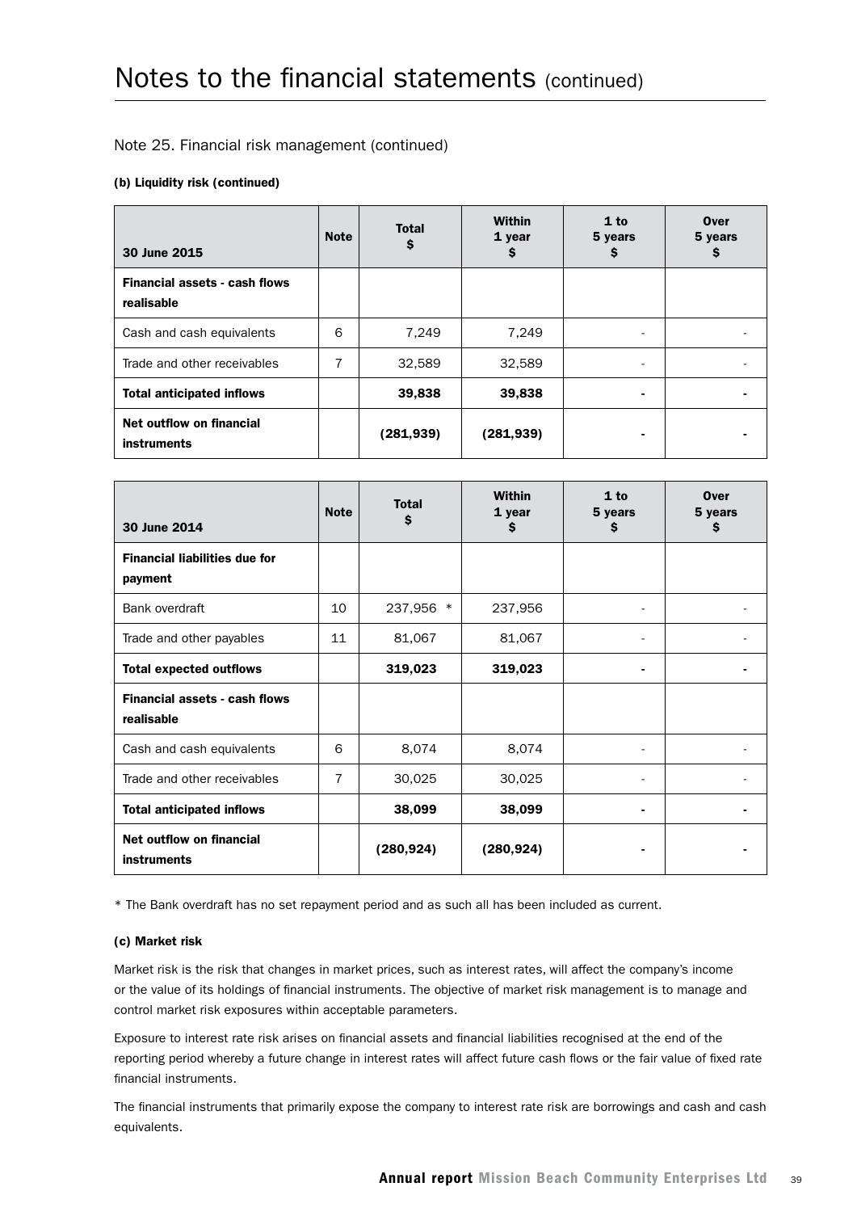# Notes to the financial statements (continued)

## Note 25. Financial risk management (continued)

### (b) Liquidity risk (continued)

| 30 June 2015 | Note | Total $ | Within 1 year $ | 1 to 5 years $ | Over 5 years $ |
|---|---|---|---|---|---|
| **Financial assets - cash flows realisable** | | | | | |
| Cash and cash equivalents | 6 | 7,249 | 7,249 | - | - |
| Trade and other receivables | 7 | 32,589 | 32,589 | - | - |
| **Total anticipated inflows** | | **39,838** | **39,838** | **-** | **-** |
| **Net outflow on financial instruments** | | **(281,939)** | **(281,939)** | **-** | **-** |

| 30 June 2014 | Note | Total $ | Within 1 year $ | 1 to 5 years $ | Over 5 years $ |
|---|---|---|---|---|---|
| **Financial liabilities due for payment** | | | | | |
| Bank overdraft | 10 | 237,956 * | 237,956 | - | - |
| Trade and other payables | 11 | 81,067 | 81,067 | - | - |
| **Total expected outflows** | | **319,023** | **319,023** | **-** | **-** |
| **Financial assets - cash flows realisable** | | | | | |
| Cash and cash equivalents | 6 | 8,074 | 8,074 | - | - |
| Trade and other receivables | 7 | 30,025 | 30,025 | - | - |
| **Total anticipated inflows** | | **38,099** | **38,099** | **-** | **-** |
| **Net outflow on financial instruments** | | **(280,924)** | **(280,924)** | **-** | **-** |

* The Bank overdraft has no set repayment period and as such all has been included as current.

### (c) Market risk

Market risk is the risk that changes in market prices, such as interest rates, will affect the company's income or the value of its holdings of financial instruments. The objective of market risk management is to manage and control market risk exposures within acceptable parameters.

Exposure to interest rate risk arises on financial assets and financial liabilities recognised at the end of the reporting period whereby a future change in interest rates will affect future cash flows or the fair value of fixed rate financial instruments.

The financial instruments that primarily expose the company to interest rate risk are borrowings and cash and cash equivalents.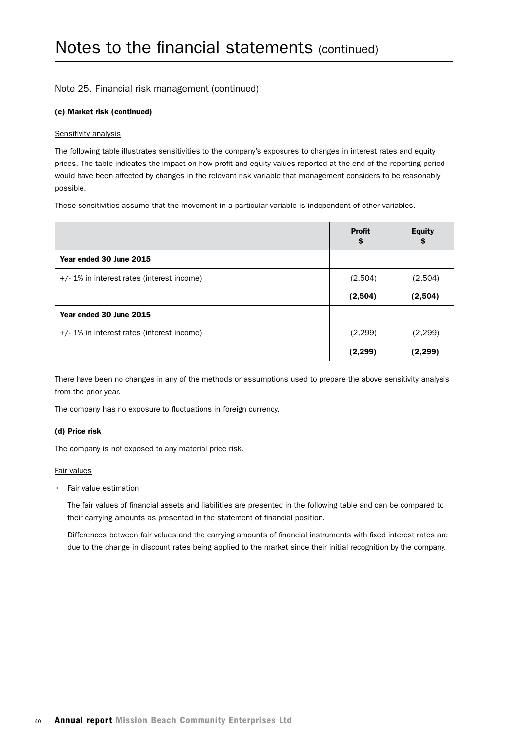# Notes to the financial statements (continued)

## Note 25. Financial risk management (continued)

**(c) Market risk (continued)**

Sensitivity analysis

The following table illustrates sensitivities to the company's exposures to changes in interest rates and equity prices. The table indicates the impact on how profit and equity values reported at the end of the reporting period would have been affected by changes in the relevant risk variable that management considers to be reasonably possible.

These sensitivities assume that the movement in a particular variable is independent of other variables.

| | **Profit $** | **Equity $** |
|---|---|---|
| **Year ended 30 June 2015** | | |
| +/- 1% in interest rates (interest income) | (2,504) | (2,504) |
| | **(2,504)** | **(2,504)** |
| **Year ended 30 June 2015** | | |
| +/- 1% in interest rates (interest income) | (2,299) | (2,299) |
| | **(2,299)** | **(2,299)** |

There have been no changes in any of the methods or assumptions used to prepare the above sensitivity analysis from the prior year.

The company has no exposure to fluctuations in foreign currency.

**(d) Price risk**

The company is not exposed to any material price risk.

Fair values

- Fair value estimation

  The fair values of financial assets and liabilities are presented in the following table and can be compared to their carrying amounts as presented in the statement of financial position.

  Differences between fair values and the carrying amounts of financial instruments with fixed interest rates are due to the change in discount rates being applied to the market since their initial recognition by the company.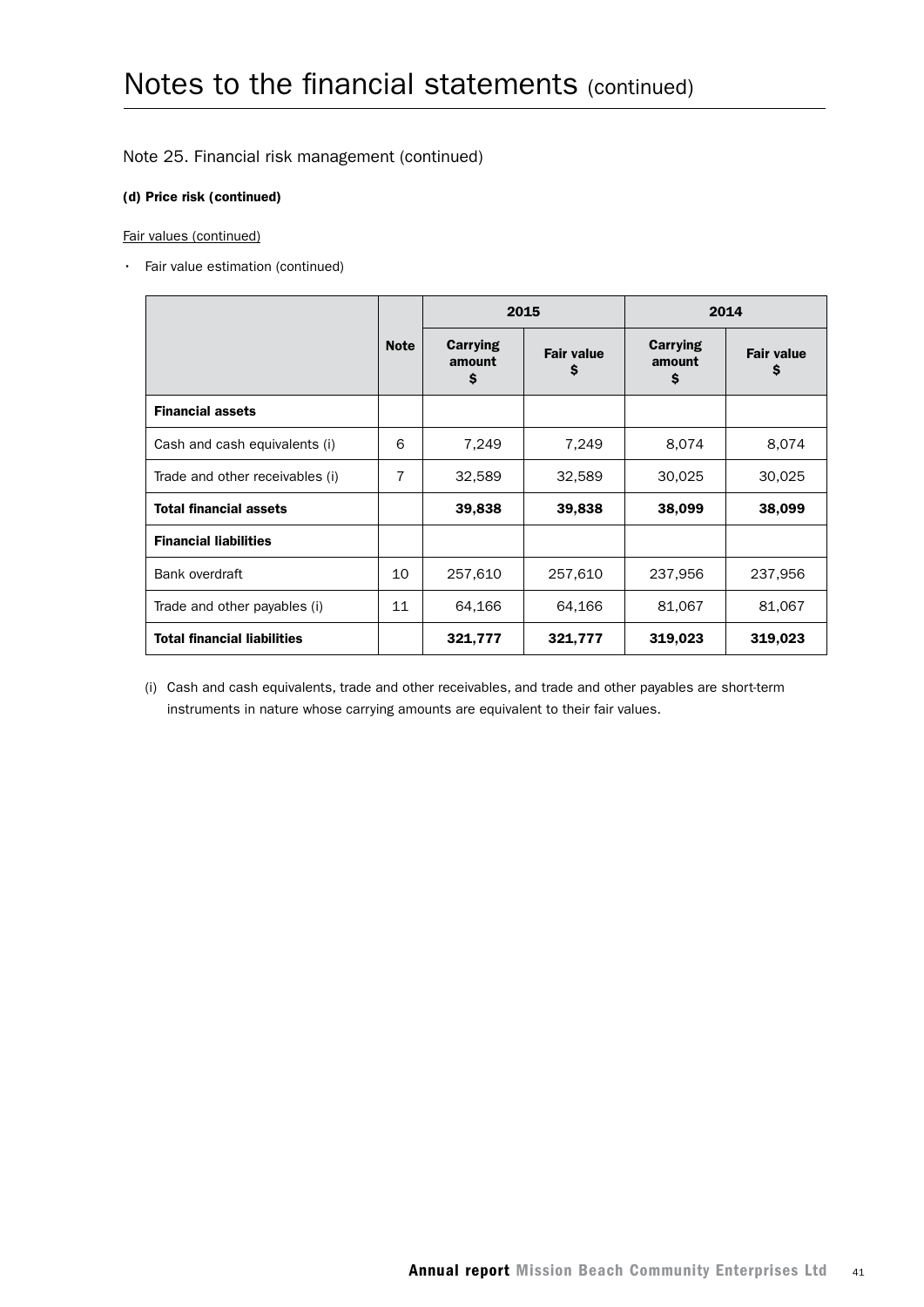# Notes to the financial statements (continued)

## Note 25. Financial risk management (continued)

**(d) Price risk (continued)**

Fair values (continued)

- Fair value estimation (continued)

| | Note | 2015 | | 2014 | |
|---|---|---|---|---|---|
| | | Carrying amount $ | Fair value $ | Carrying amount $ | Fair value $ |
| **Financial assets** | | | | | |
| Cash and cash equivalents (i) | 6 | 7,249 | 7,249 | 8,074 | 8,074 |
| Trade and other receivables (i) | 7 | 32,589 | 32,589 | 30,025 | 30,025 |
| **Total financial assets** | | **39,838** | **39,838** | **38,099** | **38,099** |
| **Financial liabilities** | | | | | |
| Bank overdraft | 10 | 257,610 | 257,610 | 237,956 | 237,956 |
| Trade and other payables (i) | 11 | 64,166 | 64,166 | 81,067 | 81,067 |
| **Total financial liabilities** | | **321,777** | **321,777** | **319,023** | **319,023** |

(i) Cash and cash equivalents, trade and other receivables, and trade and other payables are short-term instruments in nature whose carrying amounts are equivalent to their fair values.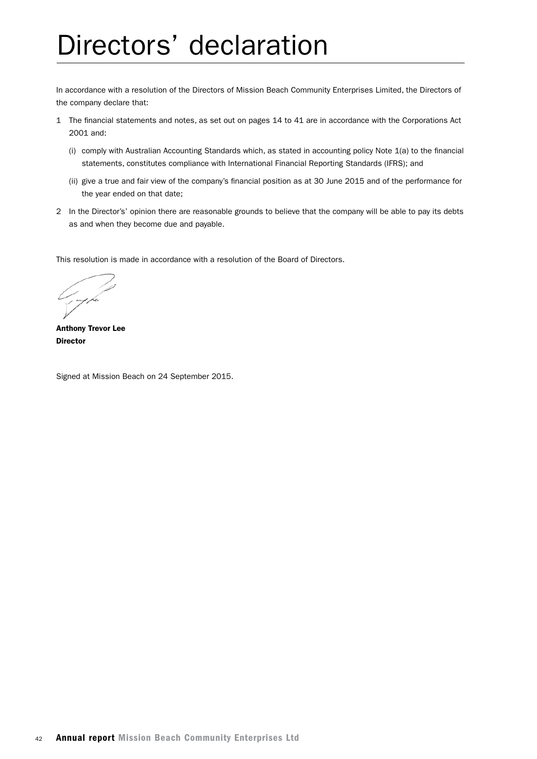# Directors' declaration

In accordance with a resolution of the Directors of Mission Beach Community Enterprises Limited, the Directors of the company declare that:

1. The financial statements and notes, as set out on pages 14 to 41 are in accordance with the Corporations Act 2001 and:

   (i) comply with Australian Accounting Standards which, as stated in accounting policy Note 1(a) to the financial statements, constitutes compliance with International Financial Reporting Standards (IFRS); and

   (ii) give a true and fair view of the company's financial position as at 30 June 2015 and of the performance for the year ended on that date;

2. In the Director's' opinion there are reasonable grounds to believe that the company will be able to pay its debts as and when they become due and payable.

This resolution is made in accordance with a resolution of the Board of Directors.

**Anthony Trevor Lee**
**Director**

Signed at Mission Beach on 24 September 2015.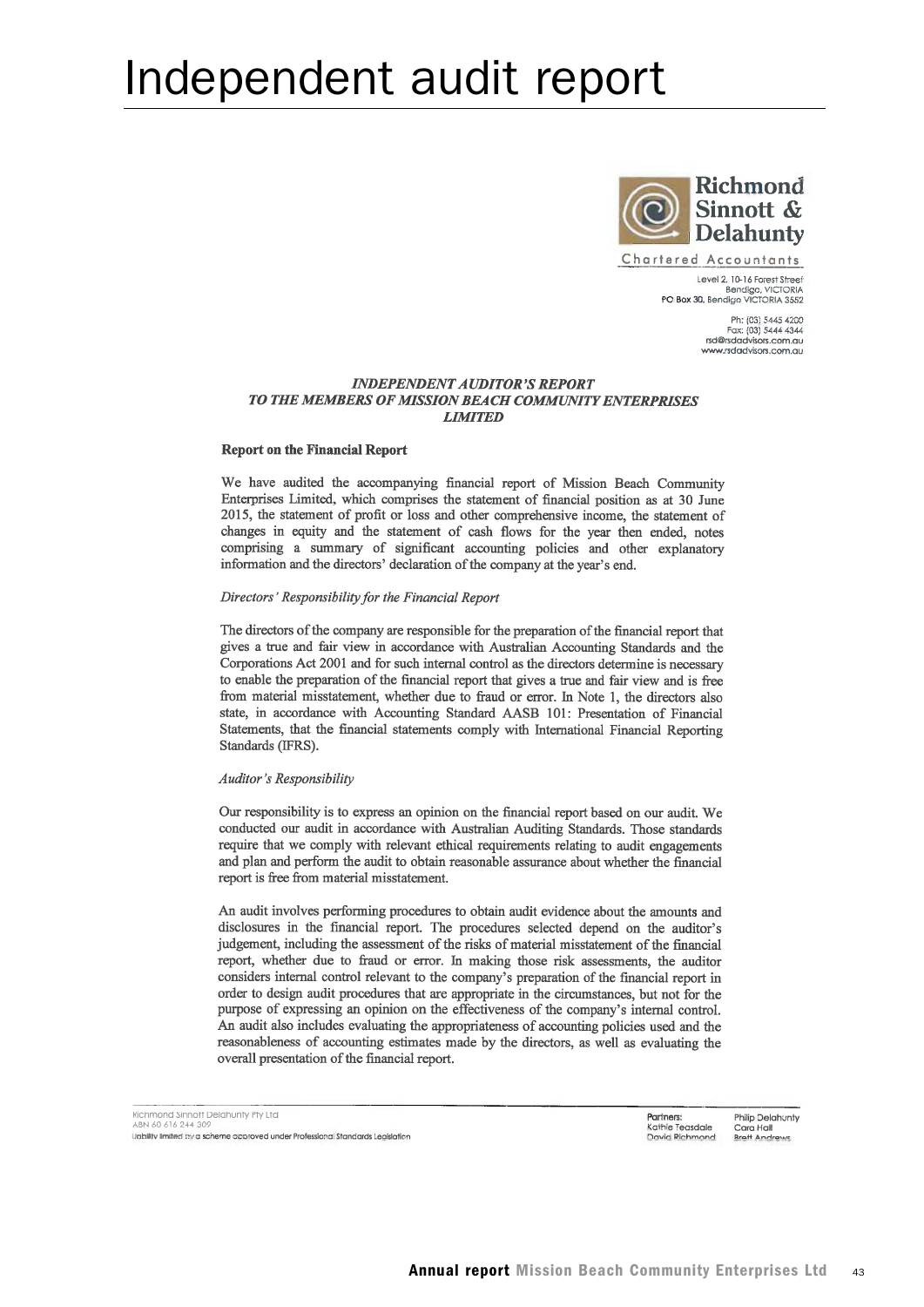# Independent audit report

Richmond Sinnott & Delahunty

Chartered Accountants

Level 2, 10-16 Forest Street
Bendigo, VICTORIA
PO Box 30, Bendigo VICTORIA 3552

Ph: (03) 5445 4200
Fax: (03) 5444 4344
rsd@rsdadvisors.com.au
www.rsdadvisors.com.au

***INDEPENDENT AUDITOR'S REPORT***
***TO THE MEMBERS OF MISSION BEACH COMMUNITY ENTERPRISES LIMITED***

**Report on the Financial Report**

We have audited the accompanying financial report of Mission Beach Community Enterprises Limited, which comprises the statement of financial position as at 30 June 2015, the statement of profit or loss and other comprehensive income, the statement of changes in equity and the statement of cash flows for the year then ended, notes comprising a summary of significant accounting policies and other explanatory information and the directors' declaration of the company at the year's end.

*Directors' Responsibility for the Financial Report*

The directors of the company are responsible for the preparation of the financial report that gives a true and fair view in accordance with Australian Accounting Standards and the Corporations Act 2001 and for such internal control as the directors determine is necessary to enable the preparation of the financial report that gives a true and fair view and is free from material misstatement, whether due to fraud or error. In Note 1, the directors also state, in accordance with Accounting Standard AASB 101: Presentation of Financial Statements, that the financial statements comply with International Financial Reporting Standards (IFRS).

*Auditor's Responsibility*

Our responsibility is to express an opinion on the financial report based on our audit. We conducted our audit in accordance with Australian Auditing Standards. Those standards require that we comply with relevant ethical requirements relating to audit engagements and plan and perform the audit to obtain reasonable assurance about whether the financial report is free from material misstatement.

An audit involves performing procedures to obtain audit evidence about the amounts and disclosures in the financial report. The procedures selected depend on the auditor's judgement, including the assessment of the risks of material misstatement of the financial report, whether due to fraud or error. In making those risk assessments, the auditor considers internal control relevant to the company's preparation of the financial report in order to design audit procedures that are appropriate in the circumstances, but not for the purpose of expressing an opinion on the effectiveness of the company's internal control. An audit also includes evaluating the appropriateness of accounting policies used and the reasonableness of accounting estimates made by the directors, as well as evaluating the overall presentation of the financial report.

Richmond Sinnott Delahunty Pty Ltd
ABN 60 616 244 309
Liability limited by a scheme approved under Professional Standards Legislation

Partners: Kathie Teasdale, David Richmond, Philip Delahunty, Cara Hall, Brett Andrews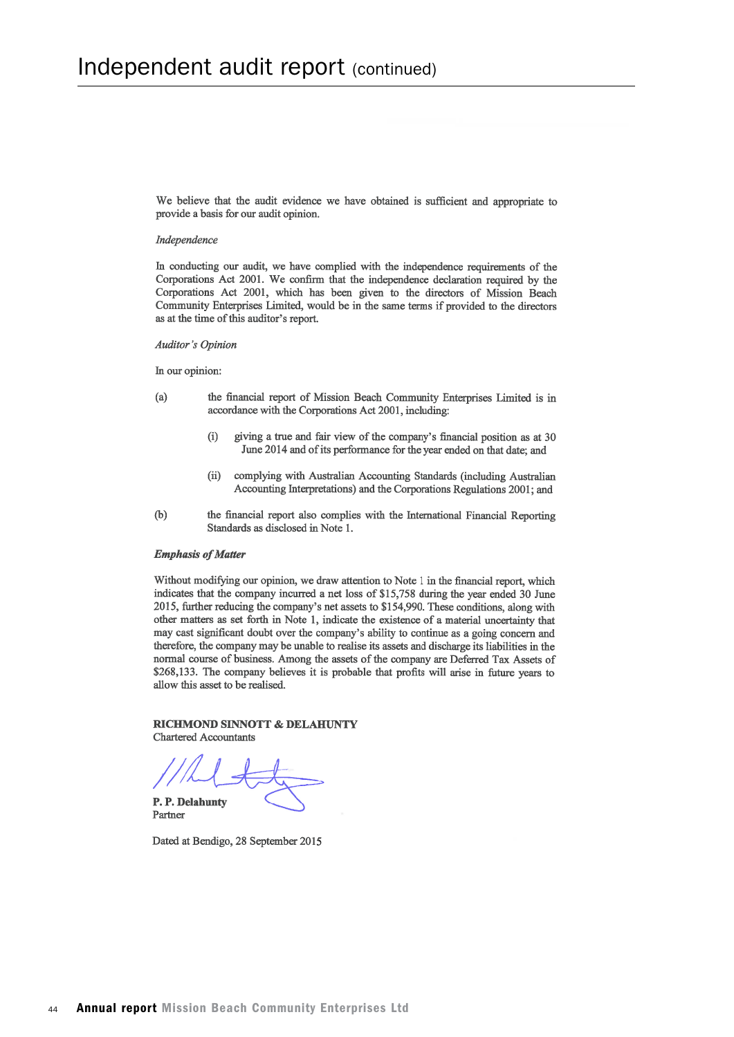# Independent audit report (continued)

We believe that the audit evidence we have obtained is sufficient and appropriate to provide a basis for our audit opinion.

*Independence*

In conducting our audit, we have complied with the independence requirements of the Corporations Act 2001. We confirm that the independence declaration required by the Corporations Act 2001, which has been given to the directors of Mission Beach Community Enterprises Limited, would be in the same terms if provided to the directors as at the time of this auditor's report.

*Auditor's Opinion*

In our opinion:

(a) the financial report of Mission Beach Community Enterprises Limited is in accordance with the Corporations Act 2001, including:

(i) giving a true and fair view of the company's financial position as at 30 June 2014 and of its performance for the year ended on that date; and

(ii) complying with Australian Accounting Standards (including Australian Accounting Interpretations) and the Corporations Regulations 2001; and

(b) the financial report also complies with the International Financial Reporting Standards as disclosed in Note 1.

***Emphasis of Matter***

Without modifying our opinion, we draw attention to Note 1 in the financial report, which indicates that the company incurred a net loss of $15,758 during the year ended 30 June 2015, further reducing the company's net assets to $154,990. These conditions, along with other matters as set forth in Note 1, indicate the existence of a material uncertainty that may cast significant doubt over the company's ability to continue as a going concern and therefore, the company may be unable to realise its assets and discharge its liabilities in the normal course of business. Among the assets of the company are Deferred Tax Assets of $268,133. The company believes it is probable that profits will arise in future years to allow this asset to be realised.

**RICHMOND SINNOTT & DELAHUNTY**
Chartered Accountants

**P. P. Delahunty**
Partner

Dated at Bendigo, 28 September 2015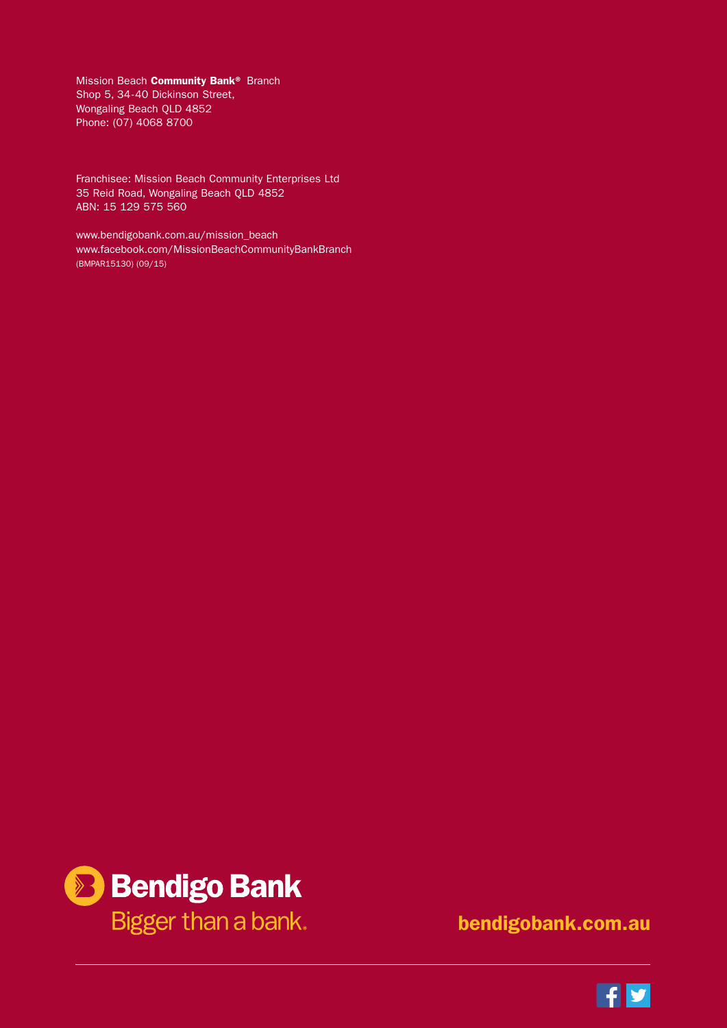Mission Beach **Community Bank®** Branch
Shop 5, 34-40 Dickinson Street,
Wongaling Beach QLD 4852
Phone: (07) 4068 8700

Franchisee: Mission Beach Community Enterprises Ltd
35 Reid Road, Wongaling Beach QLD 4852
ABN: 15 129 575 560

www.bendigobank.com.au/mission_beach
www.facebook.com/MissionBeachCommunityBankBranch
(BMPAR15130) (09/15)

Bendigo Bank
Bigger than a bank.

bendigobank.com.au